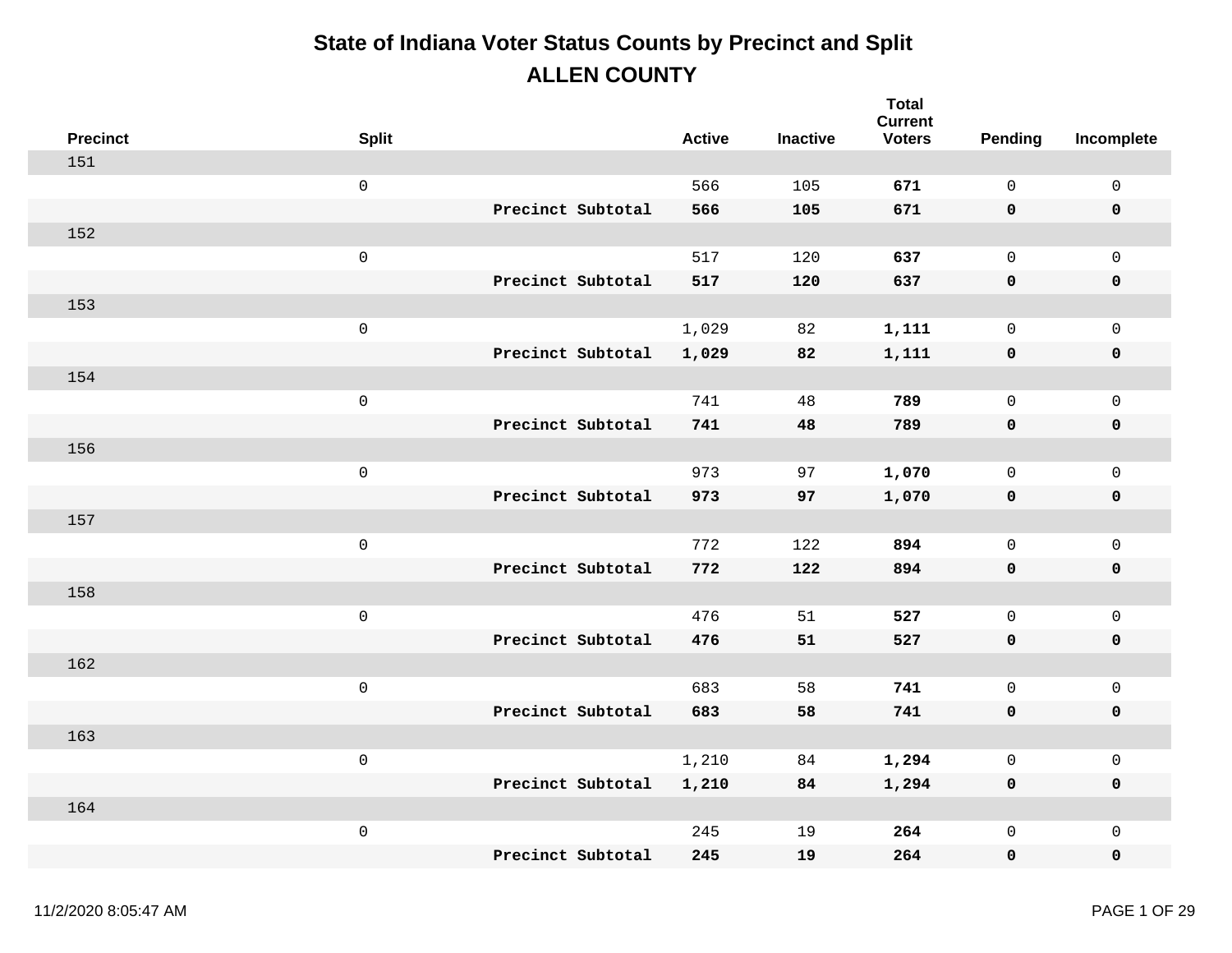# State of Indiana Voter Status Counts by Precinct and Split

## ALLEN COUNTY

| Precinct | Split | | Active | Inactive | Total Current Voters | Pending | Incomplete |
|---|---|---|---|---|---|---|---|
| 151 | | | | | | | |
| | 0 | | 566 | 105 | **671** | 0 | 0 |
| | | **Precinct Subtotal** | **566** | **105** | **671** | **0** | **0** |
| 152 | | | | | | | |
| | 0 | | 517 | 120 | **637** | 0 | 0 |
| | | **Precinct Subtotal** | **517** | **120** | **637** | **0** | **0** |
| 153 | | | | | | | |
| | 0 | | 1,029 | 82 | **1,111** | 0 | 0 |
| | | **Precinct Subtotal** | **1,029** | **82** | **1,111** | **0** | **0** |
| 154 | | | | | | | |
| | 0 | | 741 | 48 | **789** | 0 | 0 |
| | | **Precinct Subtotal** | **741** | **48** | **789** | **0** | **0** |
| 156 | | | | | | | |
| | 0 | | 973 | 97 | **1,070** | 0 | 0 |
| | | **Precinct Subtotal** | **973** | **97** | **1,070** | **0** | **0** |
| 157 | | | | | | | |
| | 0 | | 772 | 122 | **894** | 0 | 0 |
| | | **Precinct Subtotal** | **772** | **122** | **894** | **0** | **0** |
| 158 | | | | | | | |
| | 0 | | 476 | 51 | **527** | 0 | 0 |
| | | **Precinct Subtotal** | **476** | **51** | **527** | **0** | **0** |
| 162 | | | | | | | |
| | 0 | | 683 | 58 | **741** | 0 | 0 |
| | | **Precinct Subtotal** | **683** | **58** | **741** | **0** | **0** |
| 163 | | | | | | | |
| | 0 | | 1,210 | 84 | **1,294** | 0 | 0 |
| | | **Precinct Subtotal** | **1,210** | **84** | **1,294** | **0** | **0** |
| 164 | | | | | | | |
| | 0 | | 245 | 19 | **264** | 0 | 0 |
| | | **Precinct Subtotal** | **245** | **19** | **264** | **0** | **0** |

11/2/2020 8:05:47 AM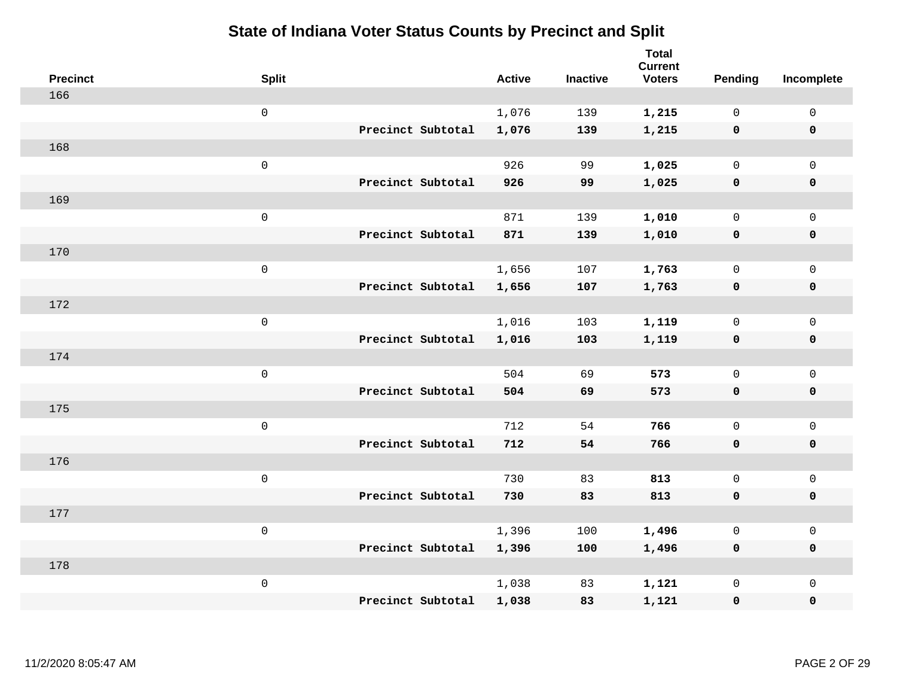# State of Indiana Voter Status Counts by Precinct and Split

| Precinct | Split | | Active | Inactive | Total Current Voters | Pending | Incomplete |
|---|---|---|---|---|---|---|---|
| 166 | | | | | | | |
| | 0 | | 1,076 | 139 | **1,215** | 0 | 0 |
| | | **Precinct Subtotal** | **1,076** | **139** | **1,215** | **0** | **0** |
| 168 | | | | | | | |
| | 0 | | 926 | 99 | **1,025** | 0 | 0 |
| | | **Precinct Subtotal** | **926** | **99** | **1,025** | **0** | **0** |
| 169 | | | | | | | |
| | 0 | | 871 | 139 | **1,010** | 0 | 0 |
| | | **Precinct Subtotal** | **871** | **139** | **1,010** | **0** | **0** |
| 170 | | | | | | | |
| | 0 | | 1,656 | 107 | **1,763** | 0 | 0 |
| | | **Precinct Subtotal** | **1,656** | **107** | **1,763** | **0** | **0** |
| 172 | | | | | | | |
| | 0 | | 1,016 | 103 | **1,119** | 0 | 0 |
| | | **Precinct Subtotal** | **1,016** | **103** | **1,119** | **0** | **0** |
| 174 | | | | | | | |
| | 0 | | 504 | 69 | **573** | 0 | 0 |
| | | **Precinct Subtotal** | **504** | **69** | **573** | **0** | **0** |
| 175 | | | | | | | |
| | 0 | | 712 | 54 | **766** | 0 | 0 |
| | | **Precinct Subtotal** | **712** | **54** | **766** | **0** | **0** |
| 176 | | | | | | | |
| | 0 | | 730 | 83 | **813** | 0 | 0 |
| | | **Precinct Subtotal** | **730** | **83** | **813** | **0** | **0** |
| 177 | | | | | | | |
| | 0 | | 1,396 | 100 | **1,496** | 0 | 0 |
| | | **Precinct Subtotal** | **1,396** | **100** | **1,496** | **0** | **0** |
| 178 | | | | | | | |
| | 0 | | 1,038 | 83 | **1,121** | 0 | 0 |
| | | **Precinct Subtotal** | **1,038** | **83** | **1,121** | **0** | **0** |

11/2/2020 8:05:47 AM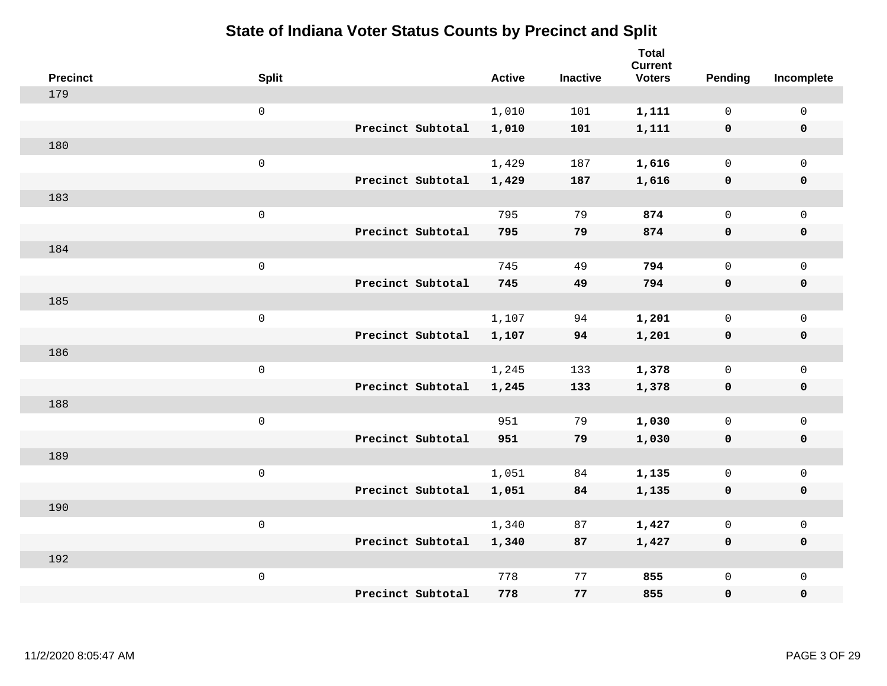# State of Indiana Voter Status Counts by Precinct and Split

| Precinct | Split | | Active | Inactive | Total Current Voters | Pending | Incomplete |
|---|---|---|---|---|---|---|---|
| 179 | | | | | | | |
| | 0 | | 1,010 | 101 | **1,111** | 0 | 0 |
| | | **Precinct Subtotal** | **1,010** | **101** | **1,111** | **0** | **0** |
| 180 | | | | | | | |
| | 0 | | 1,429 | 187 | **1,616** | 0 | 0 |
| | | **Precinct Subtotal** | **1,429** | **187** | **1,616** | **0** | **0** |
| 183 | | | | | | | |
| | 0 | | 795 | 79 | **874** | 0 | 0 |
| | | **Precinct Subtotal** | **795** | **79** | **874** | **0** | **0** |
| 184 | | | | | | | |
| | 0 | | 745 | 49 | **794** | 0 | 0 |
| | | **Precinct Subtotal** | **745** | **49** | **794** | **0** | **0** |
| 185 | | | | | | | |
| | 0 | | 1,107 | 94 | **1,201** | 0 | 0 |
| | | **Precinct Subtotal** | **1,107** | **94** | **1,201** | **0** | **0** |
| 186 | | | | | | | |
| | 0 | | 1,245 | 133 | **1,378** | 0 | 0 |
| | | **Precinct Subtotal** | **1,245** | **133** | **1,378** | **0** | **0** |
| 188 | | | | | | | |
| | 0 | | 951 | 79 | **1,030** | 0 | 0 |
| | | **Precinct Subtotal** | **951** | **79** | **1,030** | **0** | **0** |
| 189 | | | | | | | |
| | 0 | | 1,051 | 84 | **1,135** | 0 | 0 |
| | | **Precinct Subtotal** | **1,051** | **84** | **1,135** | **0** | **0** |
| 190 | | | | | | | |
| | 0 | | 1,340 | 87 | **1,427** | 0 | 0 |
| | | **Precinct Subtotal** | **1,340** | **87** | **1,427** | **0** | **0** |
| 192 | | | | | | | |
| | 0 | | 778 | 77 | **855** | 0 | 0 |
| | | **Precinct Subtotal** | **778** | **77** | **855** | **0** | **0** |

11/2/2020 8:05:47 AM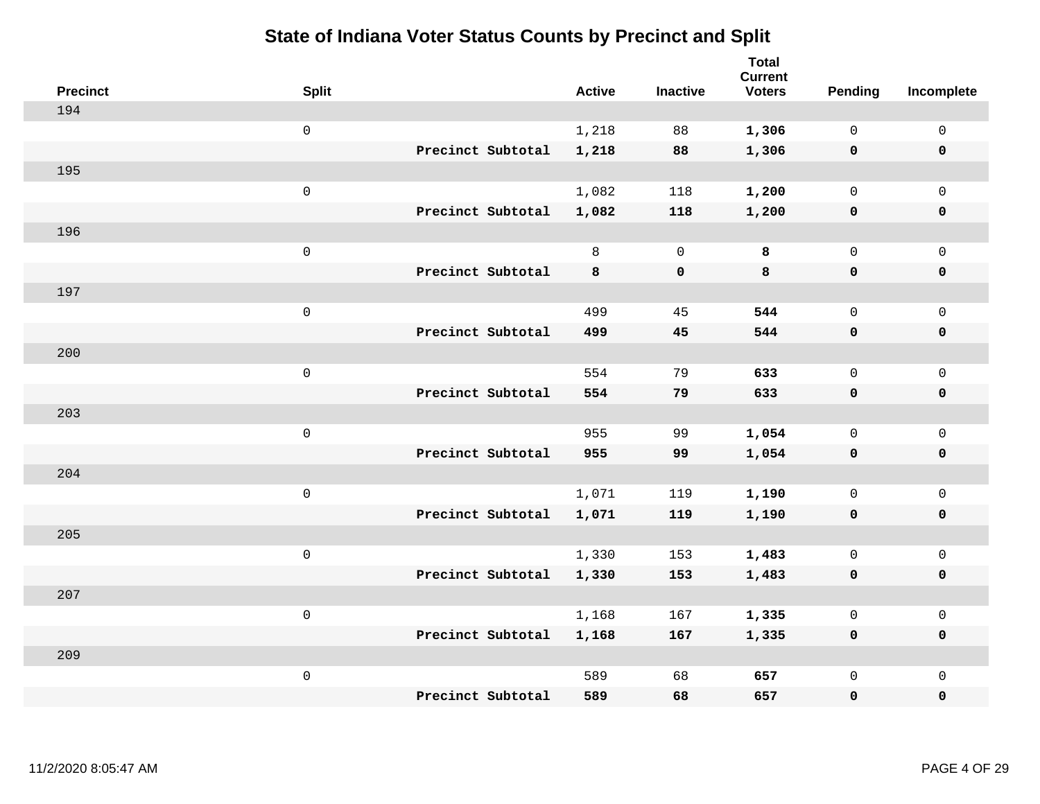# State of Indiana Voter Status Counts by Precinct and Split

| Precinct | Split | | Active | Inactive | Total Current Voters | Pending | Incomplete |
|---|---|---|---|---|---|---|---|
| 194 | | | | | | | |
| | 0 | | 1,218 | 88 | **1,306** | 0 | 0 |
| | | **Precinct Subtotal** | **1,218** | **88** | **1,306** | **0** | **0** |
| 195 | | | | | | | |
| | 0 | | 1,082 | 118 | **1,200** | 0 | 0 |
| | | **Precinct Subtotal** | **1,082** | **118** | **1,200** | **0** | **0** |
| 196 | | | | | | | |
| | 0 | | 8 | 0 | **8** | 0 | 0 |
| | | **Precinct Subtotal** | **8** | **0** | **8** | **0** | **0** |
| 197 | | | | | | | |
| | 0 | | 499 | 45 | **544** | 0 | 0 |
| | | **Precinct Subtotal** | **499** | **45** | **544** | **0** | **0** |
| 200 | | | | | | | |
| | 0 | | 554 | 79 | **633** | 0 | 0 |
| | | **Precinct Subtotal** | **554** | **79** | **633** | **0** | **0** |
| 203 | | | | | | | |
| | 0 | | 955 | 99 | **1,054** | 0 | 0 |
| | | **Precinct Subtotal** | **955** | **99** | **1,054** | **0** | **0** |
| 204 | | | | | | | |
| | 0 | | 1,071 | 119 | **1,190** | 0 | 0 |
| | | **Precinct Subtotal** | **1,071** | **119** | **1,190** | **0** | **0** |
| 205 | | | | | | | |
| | 0 | | 1,330 | 153 | **1,483** | 0 | 0 |
| | | **Precinct Subtotal** | **1,330** | **153** | **1,483** | **0** | **0** |
| 207 | | | | | | | |
| | 0 | | 1,168 | 167 | **1,335** | 0 | 0 |
| | | **Precinct Subtotal** | **1,168** | **167** | **1,335** | **0** | **0** |
| 209 | | | | | | | |
| | 0 | | 589 | 68 | **657** | 0 | 0 |
| | | **Precinct Subtotal** | **589** | **68** | **657** | **0** | **0** |

11/2/2020 8:05:47 AM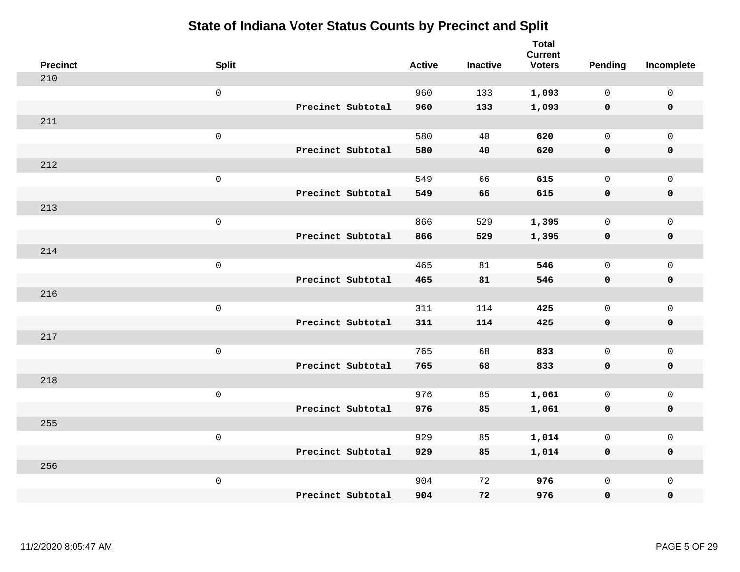# State of Indiana Voter Status Counts by Precinct and Split

| Precinct | Split | | Active | Inactive | Total Current Voters | Pending | Incomplete |
|---|---|---|---|---|---|---|---|
| 210 | | | | | | | |
| | 0 | | 960 | 133 | **1,093** | 0 | 0 |
| | | **Precinct Subtotal** | **960** | **133** | **1,093** | **0** | **0** |
| 211 | | | | | | | |
| | 0 | | 580 | 40 | **620** | 0 | 0 |
| | | **Precinct Subtotal** | **580** | **40** | **620** | **0** | **0** |
| 212 | | | | | | | |
| | 0 | | 549 | 66 | **615** | 0 | 0 |
| | | **Precinct Subtotal** | **549** | **66** | **615** | **0** | **0** |
| 213 | | | | | | | |
| | 0 | | 866 | 529 | **1,395** | 0 | 0 |
| | | **Precinct Subtotal** | **866** | **529** | **1,395** | **0** | **0** |
| 214 | | | | | | | |
| | 0 | | 465 | 81 | **546** | 0 | 0 |
| | | **Precinct Subtotal** | **465** | **81** | **546** | **0** | **0** |
| 216 | | | | | | | |
| | 0 | | 311 | 114 | **425** | 0 | 0 |
| | | **Precinct Subtotal** | **311** | **114** | **425** | **0** | **0** |
| 217 | | | | | | | |
| | 0 | | 765 | 68 | **833** | 0 | 0 |
| | | **Precinct Subtotal** | **765** | **68** | **833** | **0** | **0** |
| 218 | | | | | | | |
| | 0 | | 976 | 85 | **1,061** | 0 | 0 |
| | | **Precinct Subtotal** | **976** | **85** | **1,061** | **0** | **0** |
| 255 | | | | | | | |
| | 0 | | 929 | 85 | **1,014** | 0 | 0 |
| | | **Precinct Subtotal** | **929** | **85** | **1,014** | **0** | **0** |
| 256 | | | | | | | |
| | 0 | | 904 | 72 | **976** | 0 | 0 |
| | | **Precinct Subtotal** | **904** | **72** | **976** | **0** | **0** |

11/2/2020 8:05:47 AM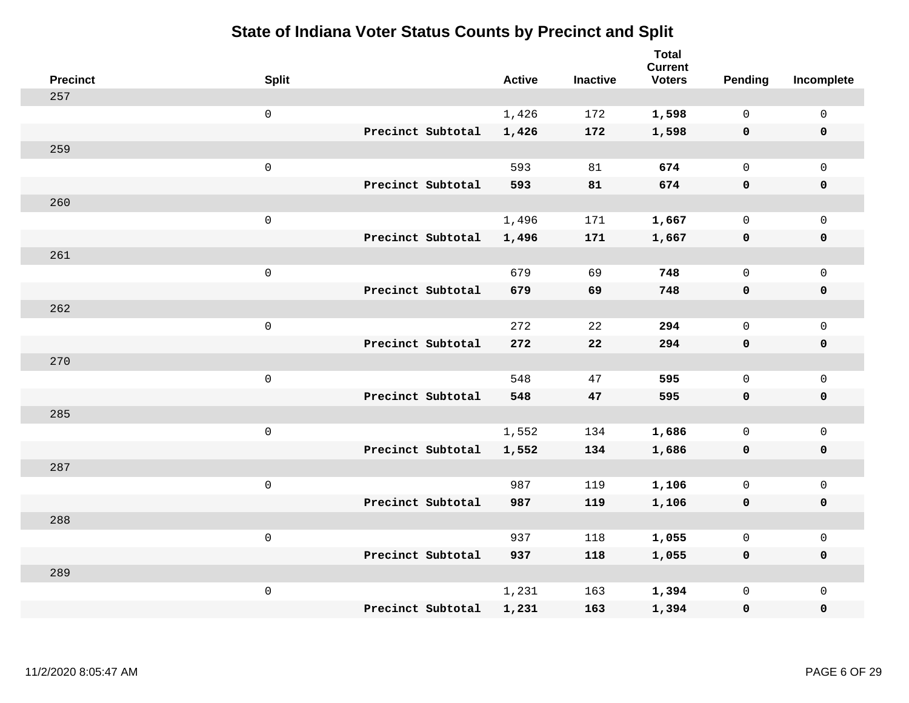# State of Indiana Voter Status Counts by Precinct and Split

| Precinct | Split | | Active | Inactive | Total Current Voters | Pending | Incomplete |
|---|---|---|---|---|---|---|---|
| 257 | | | | | | | |
| | 0 | | 1,426 | 172 | **1,598** | 0 | 0 |
| | | **Precinct Subtotal** | **1,426** | **172** | **1,598** | **0** | **0** |
| 259 | | | | | | | |
| | 0 | | 593 | 81 | **674** | 0 | 0 |
| | | **Precinct Subtotal** | **593** | **81** | **674** | **0** | **0** |
| 260 | | | | | | | |
| | 0 | | 1,496 | 171 | **1,667** | 0 | 0 |
| | | **Precinct Subtotal** | **1,496** | **171** | **1,667** | **0** | **0** |
| 261 | | | | | | | |
| | 0 | | 679 | 69 | **748** | 0 | 0 |
| | | **Precinct Subtotal** | **679** | **69** | **748** | **0** | **0** |
| 262 | | | | | | | |
| | 0 | | 272 | 22 | **294** | 0 | 0 |
| | | **Precinct Subtotal** | **272** | **22** | **294** | **0** | **0** |
| 270 | | | | | | | |
| | 0 | | 548 | 47 | **595** | 0 | 0 |
| | | **Precinct Subtotal** | **548** | **47** | **595** | **0** | **0** |
| 285 | | | | | | | |
| | 0 | | 1,552 | 134 | **1,686** | 0 | 0 |
| | | **Precinct Subtotal** | **1,552** | **134** | **1,686** | **0** | **0** |
| 287 | | | | | | | |
| | 0 | | 987 | 119 | **1,106** | 0 | 0 |
| | | **Precinct Subtotal** | **987** | **119** | **1,106** | **0** | **0** |
| 288 | | | | | | | |
| | 0 | | 937 | 118 | **1,055** | 0 | 0 |
| | | **Precinct Subtotal** | **937** | **118** | **1,055** | **0** | **0** |
| 289 | | | | | | | |
| | 0 | | 1,231 | 163 | **1,394** | 0 | 0 |
| | | **Precinct Subtotal** | **1,231** | **163** | **1,394** | **0** | **0** |

11/2/2020 8:05:47 AM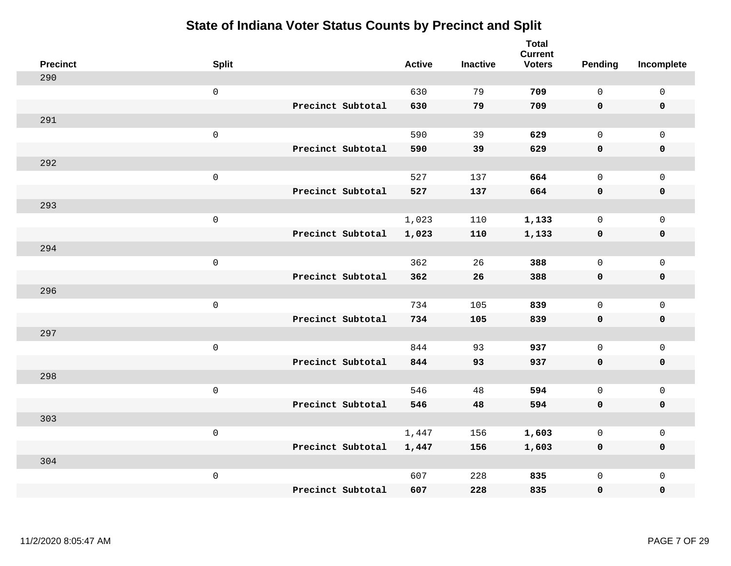# State of Indiana Voter Status Counts by Precinct and Split

| Precinct | Split | | Active | Inactive | Total Current Voters | Pending | Incomplete |
|---|---|---|---|---|---|---|---|
| 290 | | | | | | | |
| | 0 | | 630 | 79 | **709** | 0 | 0 |
| | | **Precinct Subtotal** | **630** | **79** | **709** | **0** | **0** |
| 291 | | | | | | | |
| | 0 | | 590 | 39 | **629** | 0 | 0 |
| | | **Precinct Subtotal** | **590** | **39** | **629** | **0** | **0** |
| 292 | | | | | | | |
| | 0 | | 527 | 137 | **664** | 0 | 0 |
| | | **Precinct Subtotal** | **527** | **137** | **664** | **0** | **0** |
| 293 | | | | | | | |
| | 0 | | 1,023 | 110 | **1,133** | 0 | 0 |
| | | **Precinct Subtotal** | **1,023** | **110** | **1,133** | **0** | **0** |
| 294 | | | | | | | |
| | 0 | | 362 | 26 | **388** | 0 | 0 |
| | | **Precinct Subtotal** | **362** | **26** | **388** | **0** | **0** |
| 296 | | | | | | | |
| | 0 | | 734 | 105 | **839** | 0 | 0 |
| | | **Precinct Subtotal** | **734** | **105** | **839** | **0** | **0** |
| 297 | | | | | | | |
| | 0 | | 844 | 93 | **937** | 0 | 0 |
| | | **Precinct Subtotal** | **844** | **93** | **937** | **0** | **0** |
| 298 | | | | | | | |
| | 0 | | 546 | 48 | **594** | 0 | 0 |
| | | **Precinct Subtotal** | **546** | **48** | **594** | **0** | **0** |
| 303 | | | | | | | |
| | 0 | | 1,447 | 156 | **1,603** | 0 | 0 |
| | | **Precinct Subtotal** | **1,447** | **156** | **1,603** | **0** | **0** |
| 304 | | | | | | | |
| | 0 | | 607 | 228 | **835** | 0 | 0 |
| | | **Precinct Subtotal** | **607** | **228** | **835** | **0** | **0** |

11/2/2020 8:05:47 AM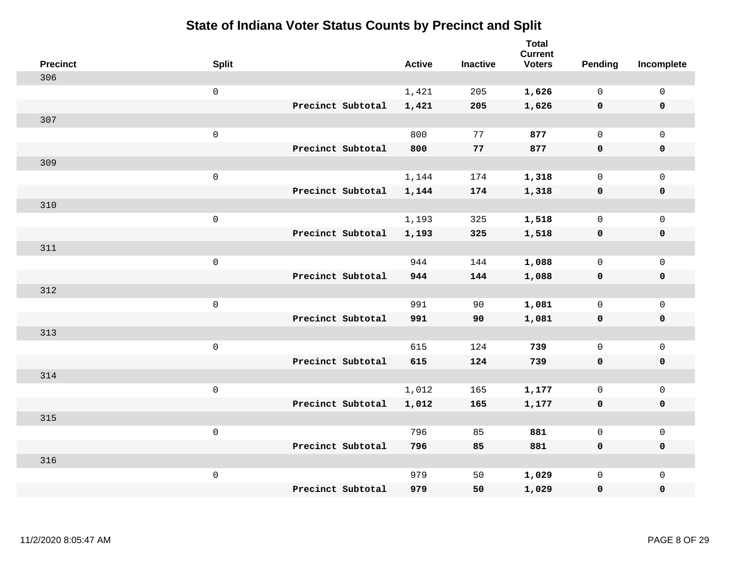# State of Indiana Voter Status Counts by Precinct and Split

| Precinct | Split | | Active | Inactive | Total Current Voters | Pending | Incomplete |
|---|---|---|---|---|---|---|---|
| 306 | | | | | | | |
| | 0 | | 1,421 | 205 | **1,626** | 0 | 0 |
| | | **Precinct Subtotal** | **1,421** | **205** | **1,626** | **0** | **0** |
| 307 | | | | | | | |
| | 0 | | 800 | 77 | **877** | 0 | 0 |
| | | **Precinct Subtotal** | **800** | **77** | **877** | **0** | **0** |
| 309 | | | | | | | |
| | 0 | | 1,144 | 174 | **1,318** | 0 | 0 |
| | | **Precinct Subtotal** | **1,144** | **174** | **1,318** | **0** | **0** |
| 310 | | | | | | | |
| | 0 | | 1,193 | 325 | **1,518** | 0 | 0 |
| | | **Precinct Subtotal** | **1,193** | **325** | **1,518** | **0** | **0** |
| 311 | | | | | | | |
| | 0 | | 944 | 144 | **1,088** | 0 | 0 |
| | | **Precinct Subtotal** | **944** | **144** | **1,088** | **0** | **0** |
| 312 | | | | | | | |
| | 0 | | 991 | 90 | **1,081** | 0 | 0 |
| | | **Precinct Subtotal** | **991** | **90** | **1,081** | **0** | **0** |
| 313 | | | | | | | |
| | 0 | | 615 | 124 | **739** | 0 | 0 |
| | | **Precinct Subtotal** | **615** | **124** | **739** | **0** | **0** |
| 314 | | | | | | | |
| | 0 | | 1,012 | 165 | **1,177** | 0 | 0 |
| | | **Precinct Subtotal** | **1,012** | **165** | **1,177** | **0** | **0** |
| 315 | | | | | | | |
| | 0 | | 796 | 85 | **881** | 0 | 0 |
| | | **Precinct Subtotal** | **796** | **85** | **881** | **0** | **0** |
| 316 | | | | | | | |
| | 0 | | 979 | 50 | **1,029** | 0 | 0 |
| | | **Precinct Subtotal** | **979** | **50** | **1,029** | **0** | **0** |

11/2/2020 8:05:47 AM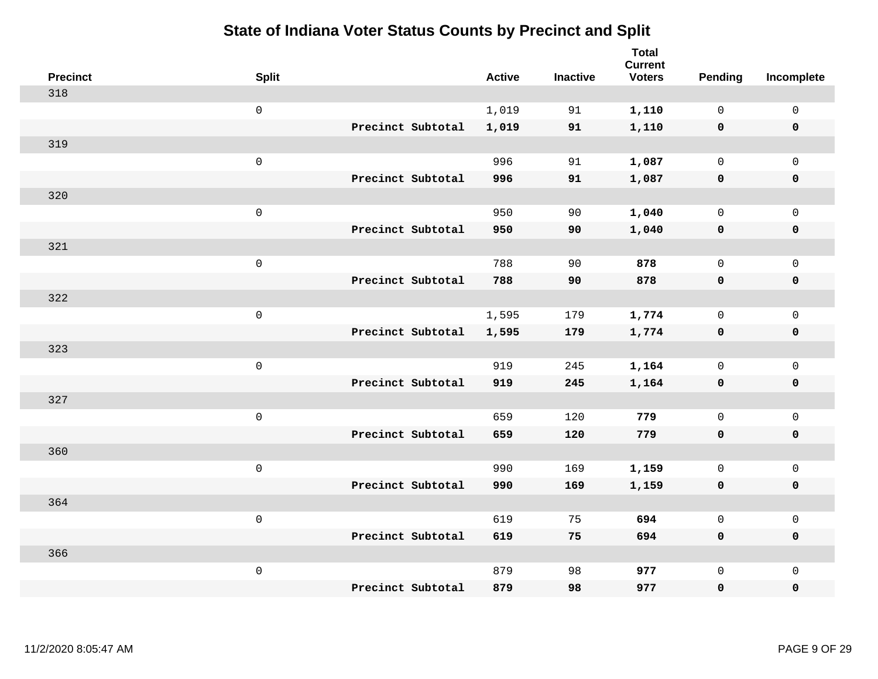# State of Indiana Voter Status Counts by Precinct and Split

| Precinct | Split | | Active | Inactive | Total Current Voters | Pending | Incomplete |
|---|---|---|---|---|---|---|---|
| 318 | | | | | | | |
| | 0 | | 1,019 | 91 | **1,110** | 0 | 0 |
| | | **Precinct Subtotal** | **1,019** | **91** | **1,110** | **0** | **0** |
| 319 | | | | | | | |
| | 0 | | 996 | 91 | **1,087** | 0 | 0 |
| | | **Precinct Subtotal** | **996** | **91** | **1,087** | **0** | **0** |
| 320 | | | | | | | |
| | 0 | | 950 | 90 | **1,040** | 0 | 0 |
| | | **Precinct Subtotal** | **950** | **90** | **1,040** | **0** | **0** |
| 321 | | | | | | | |
| | 0 | | 788 | 90 | **878** | 0 | 0 |
| | | **Precinct Subtotal** | **788** | **90** | **878** | **0** | **0** |
| 322 | | | | | | | |
| | 0 | | 1,595 | 179 | **1,774** | 0 | 0 |
| | | **Precinct Subtotal** | **1,595** | **179** | **1,774** | **0** | **0** |
| 323 | | | | | | | |
| | 0 | | 919 | 245 | **1,164** | 0 | 0 |
| | | **Precinct Subtotal** | **919** | **245** | **1,164** | **0** | **0** |
| 327 | | | | | | | |
| | 0 | | 659 | 120 | **779** | 0 | 0 |
| | | **Precinct Subtotal** | **659** | **120** | **779** | **0** | **0** |
| 360 | | | | | | | |
| | 0 | | 990 | 169 | **1,159** | 0 | 0 |
| | | **Precinct Subtotal** | **990** | **169** | **1,159** | **0** | **0** |
| 364 | | | | | | | |
| | 0 | | 619 | 75 | **694** | 0 | 0 |
| | | **Precinct Subtotal** | **619** | **75** | **694** | **0** | **0** |
| 366 | | | | | | | |
| | 0 | | 879 | 98 | **977** | 0 | 0 |
| | | **Precinct Subtotal** | **879** | **98** | **977** | **0** | **0** |

11/2/2020 8:05:47 AM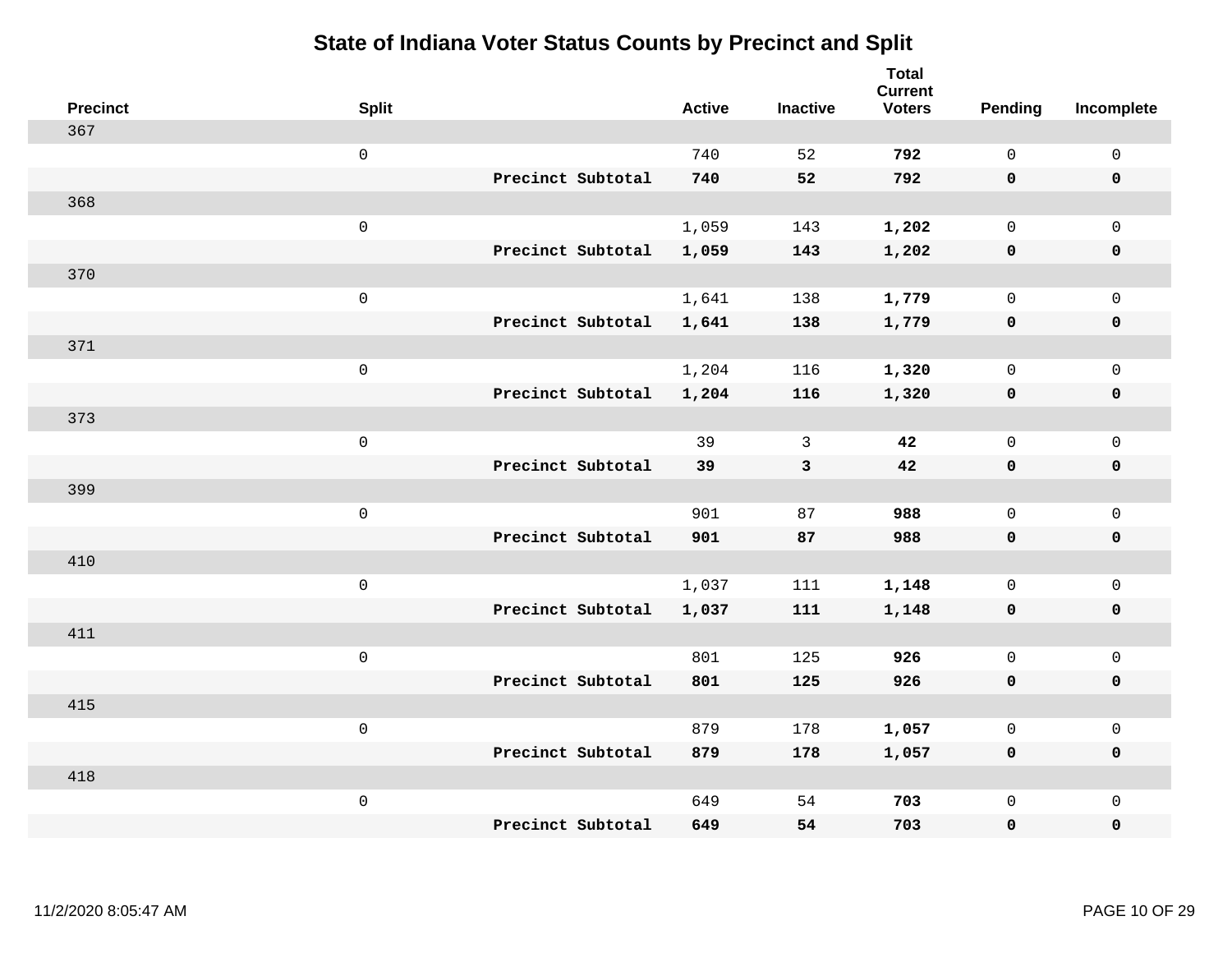# State of Indiana Voter Status Counts by Precinct and Split

| Precinct | Split | | Active | Inactive | Total Current Voters | Pending | Incomplete |
|---|---|---|---|---|---|---|---|
| 367 | | | | | | | |
| | 0 | | 740 | 52 | **792** | 0 | 0 |
| | | **Precinct Subtotal** | **740** | **52** | **792** | **0** | **0** |
| 368 | | | | | | | |
| | 0 | | 1,059 | 143 | **1,202** | 0 | 0 |
| | | **Precinct Subtotal** | **1,059** | **143** | **1,202** | **0** | **0** |
| 370 | | | | | | | |
| | 0 | | 1,641 | 138 | **1,779** | 0 | 0 |
| | | **Precinct Subtotal** | **1,641** | **138** | **1,779** | **0** | **0** |
| 371 | | | | | | | |
| | 0 | | 1,204 | 116 | **1,320** | 0 | 0 |
| | | **Precinct Subtotal** | **1,204** | **116** | **1,320** | **0** | **0** |
| 373 | | | | | | | |
| | 0 | | 39 | 3 | **42** | 0 | 0 |
| | | **Precinct Subtotal** | **39** | **3** | **42** | **0** | **0** |
| 399 | | | | | | | |
| | 0 | | 901 | 87 | **988** | 0 | 0 |
| | | **Precinct Subtotal** | **901** | **87** | **988** | **0** | **0** |
| 410 | | | | | | | |
| | 0 | | 1,037 | 111 | **1,148** | 0 | 0 |
| | | **Precinct Subtotal** | **1,037** | **111** | **1,148** | **0** | **0** |
| 411 | | | | | | | |
| | 0 | | 801 | 125 | **926** | 0 | 0 |
| | | **Precinct Subtotal** | **801** | **125** | **926** | **0** | **0** |
| 415 | | | | | | | |
| | 0 | | 879 | 178 | **1,057** | 0 | 0 |
| | | **Precinct Subtotal** | **879** | **178** | **1,057** | **0** | **0** |
| 418 | | | | | | | |
| | 0 | | 649 | 54 | **703** | 0 | 0 |
| | | **Precinct Subtotal** | **649** | **54** | **703** | **0** | **0** |

11/2/2020 8:05:47 AM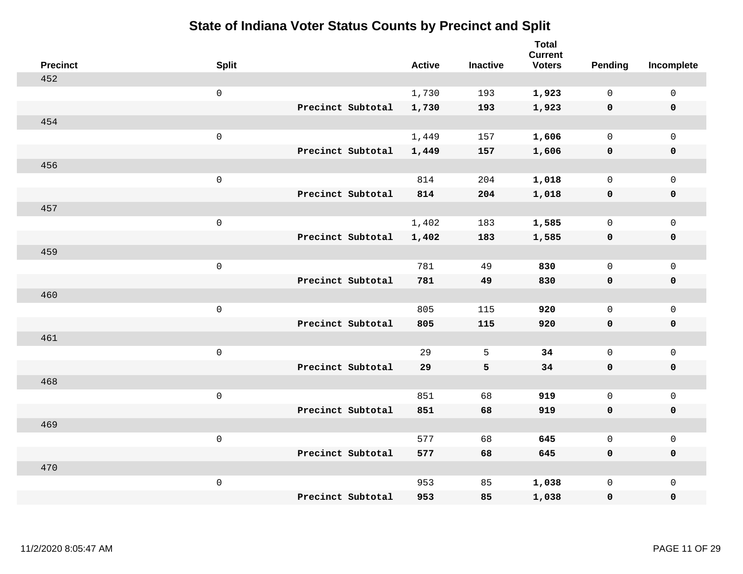# State of Indiana Voter Status Counts by Precinct and Split

| Precinct | Split | | Active | Inactive | Total Current Voters | Pending | Incomplete |
|---|---|---|---|---|---|---|---|
| 452 | | | | | | | |
| | 0 | | 1,730 | 193 | **1,923** | 0 | 0 |
| | | **Precinct Subtotal** | **1,730** | **193** | **1,923** | **0** | **0** |
| 454 | | | | | | | |
| | 0 | | 1,449 | 157 | **1,606** | 0 | 0 |
| | | **Precinct Subtotal** | **1,449** | **157** | **1,606** | **0** | **0** |
| 456 | | | | | | | |
| | 0 | | 814 | 204 | **1,018** | 0 | 0 |
| | | **Precinct Subtotal** | **814** | **204** | **1,018** | **0** | **0** |
| 457 | | | | | | | |
| | 0 | | 1,402 | 183 | **1,585** | 0 | 0 |
| | | **Precinct Subtotal** | **1,402** | **183** | **1,585** | **0** | **0** |
| 459 | | | | | | | |
| | 0 | | 781 | 49 | **830** | 0 | 0 |
| | | **Precinct Subtotal** | **781** | **49** | **830** | **0** | **0** |
| 460 | | | | | | | |
| | 0 | | 805 | 115 | **920** | 0 | 0 |
| | | **Precinct Subtotal** | **805** | **115** | **920** | **0** | **0** |
| 461 | | | | | | | |
| | 0 | | 29 | 5 | **34** | 0 | 0 |
| | | **Precinct Subtotal** | **29** | **5** | **34** | **0** | **0** |
| 468 | | | | | | | |
| | 0 | | 851 | 68 | **919** | 0 | 0 |
| | | **Precinct Subtotal** | **851** | **68** | **919** | **0** | **0** |
| 469 | | | | | | | |
| | 0 | | 577 | 68 | **645** | 0 | 0 |
| | | **Precinct Subtotal** | **577** | **68** | **645** | **0** | **0** |
| 470 | | | | | | | |
| | 0 | | 953 | 85 | **1,038** | 0 | 0 |
| | | **Precinct Subtotal** | **953** | **85** | **1,038** | **0** | **0** |

11/2/2020 8:05:47 AM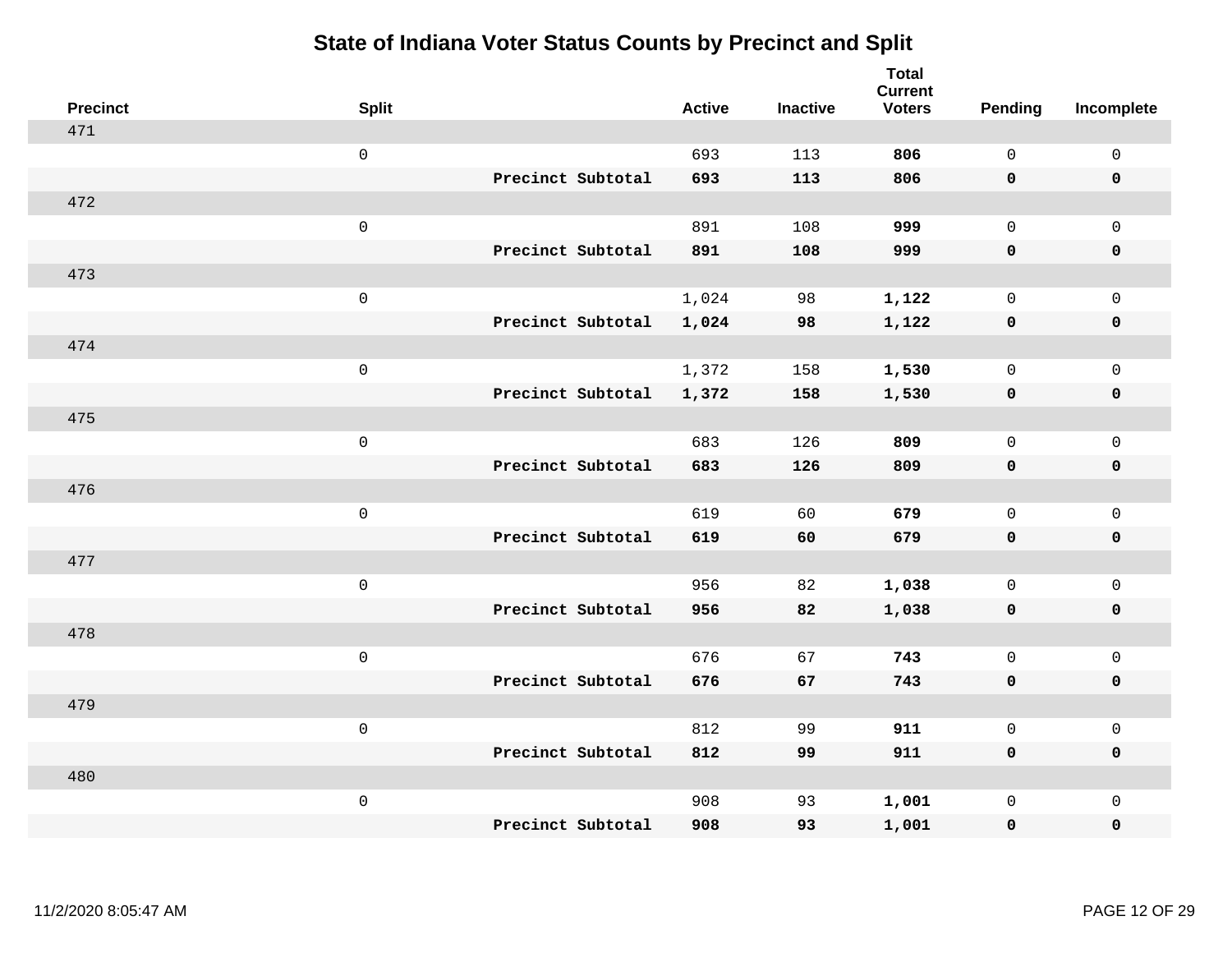# State of Indiana Voter Status Counts by Precinct and Split

| Precinct | Split | | Active | Inactive | Total Current Voters | Pending | Incomplete |
|---|---|---|---|---|---|---|---|
| 471 | | | | | | | |
| | 0 | | 693 | 113 | **806** | 0 | 0 |
| | | **Precinct Subtotal** | **693** | **113** | **806** | **0** | **0** |
| 472 | | | | | | | |
| | 0 | | 891 | 108 | **999** | 0 | 0 |
| | | **Precinct Subtotal** | **891** | **108** | **999** | **0** | **0** |
| 473 | | | | | | | |
| | 0 | | 1,024 | 98 | **1,122** | 0 | 0 |
| | | **Precinct Subtotal** | **1,024** | **98** | **1,122** | **0** | **0** |
| 474 | | | | | | | |
| | 0 | | 1,372 | 158 | **1,530** | 0 | 0 |
| | | **Precinct Subtotal** | **1,372** | **158** | **1,530** | **0** | **0** |
| 475 | | | | | | | |
| | 0 | | 683 | 126 | **809** | 0 | 0 |
| | | **Precinct Subtotal** | **683** | **126** | **809** | **0** | **0** |
| 476 | | | | | | | |
| | 0 | | 619 | 60 | **679** | 0 | 0 |
| | | **Precinct Subtotal** | **619** | **60** | **679** | **0** | **0** |
| 477 | | | | | | | |
| | 0 | | 956 | 82 | **1,038** | 0 | 0 |
| | | **Precinct Subtotal** | **956** | **82** | **1,038** | **0** | **0** |
| 478 | | | | | | | |
| | 0 | | 676 | 67 | **743** | 0 | 0 |
| | | **Precinct Subtotal** | **676** | **67** | **743** | **0** | **0** |
| 479 | | | | | | | |
| | 0 | | 812 | 99 | **911** | 0 | 0 |
| | | **Precinct Subtotal** | **812** | **99** | **911** | **0** | **0** |
| 480 | | | | | | | |
| | 0 | | 908 | 93 | **1,001** | 0 | 0 |
| | | **Precinct Subtotal** | **908** | **93** | **1,001** | **0** | **0** |

11/2/2020 8:05:47 AM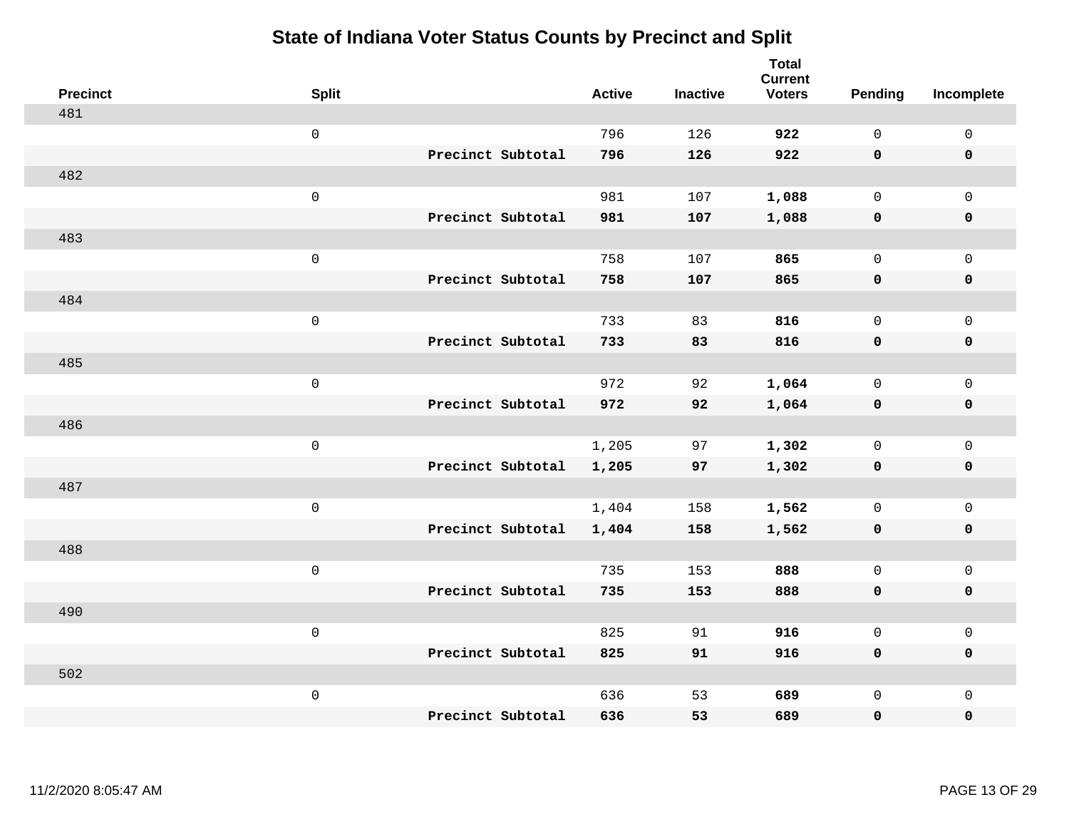# State of Indiana Voter Status Counts by Precinct and Split

| Precinct | Split | | Active | Inactive | Total Current Voters | Pending | Incomplete |
|---|---|---|---|---|---|---|---|
| 481 | | | | | | | |
| | 0 | | 796 | 126 | **922** | 0 | 0 |
| | | **Precinct Subtotal** | **796** | **126** | **922** | **0** | **0** |
| 482 | | | | | | | |
| | 0 | | 981 | 107 | **1,088** | 0 | 0 |
| | | **Precinct Subtotal** | **981** | **107** | **1,088** | **0** | **0** |
| 483 | | | | | | | |
| | 0 | | 758 | 107 | **865** | 0 | 0 |
| | | **Precinct Subtotal** | **758** | **107** | **865** | **0** | **0** |
| 484 | | | | | | | |
| | 0 | | 733 | 83 | **816** | 0 | 0 |
| | | **Precinct Subtotal** | **733** | **83** | **816** | **0** | **0** |
| 485 | | | | | | | |
| | 0 | | 972 | 92 | **1,064** | 0 | 0 |
| | | **Precinct Subtotal** | **972** | **92** | **1,064** | **0** | **0** |
| 486 | | | | | | | |
| | 0 | | 1,205 | 97 | **1,302** | 0 | 0 |
| | | **Precinct Subtotal** | **1,205** | **97** | **1,302** | **0** | **0** |
| 487 | | | | | | | |
| | 0 | | 1,404 | 158 | **1,562** | 0 | 0 |
| | | **Precinct Subtotal** | **1,404** | **158** | **1,562** | **0** | **0** |
| 488 | | | | | | | |
| | 0 | | 735 | 153 | **888** | 0 | 0 |
| | | **Precinct Subtotal** | **735** | **153** | **888** | **0** | **0** |
| 490 | | | | | | | |
| | 0 | | 825 | 91 | **916** | 0 | 0 |
| | | **Precinct Subtotal** | **825** | **91** | **916** | **0** | **0** |
| 502 | | | | | | | |
| | 0 | | 636 | 53 | **689** | 0 | 0 |
| | | **Precinct Subtotal** | **636** | **53** | **689** | **0** | **0** |

11/2/2020 8:05:47 AM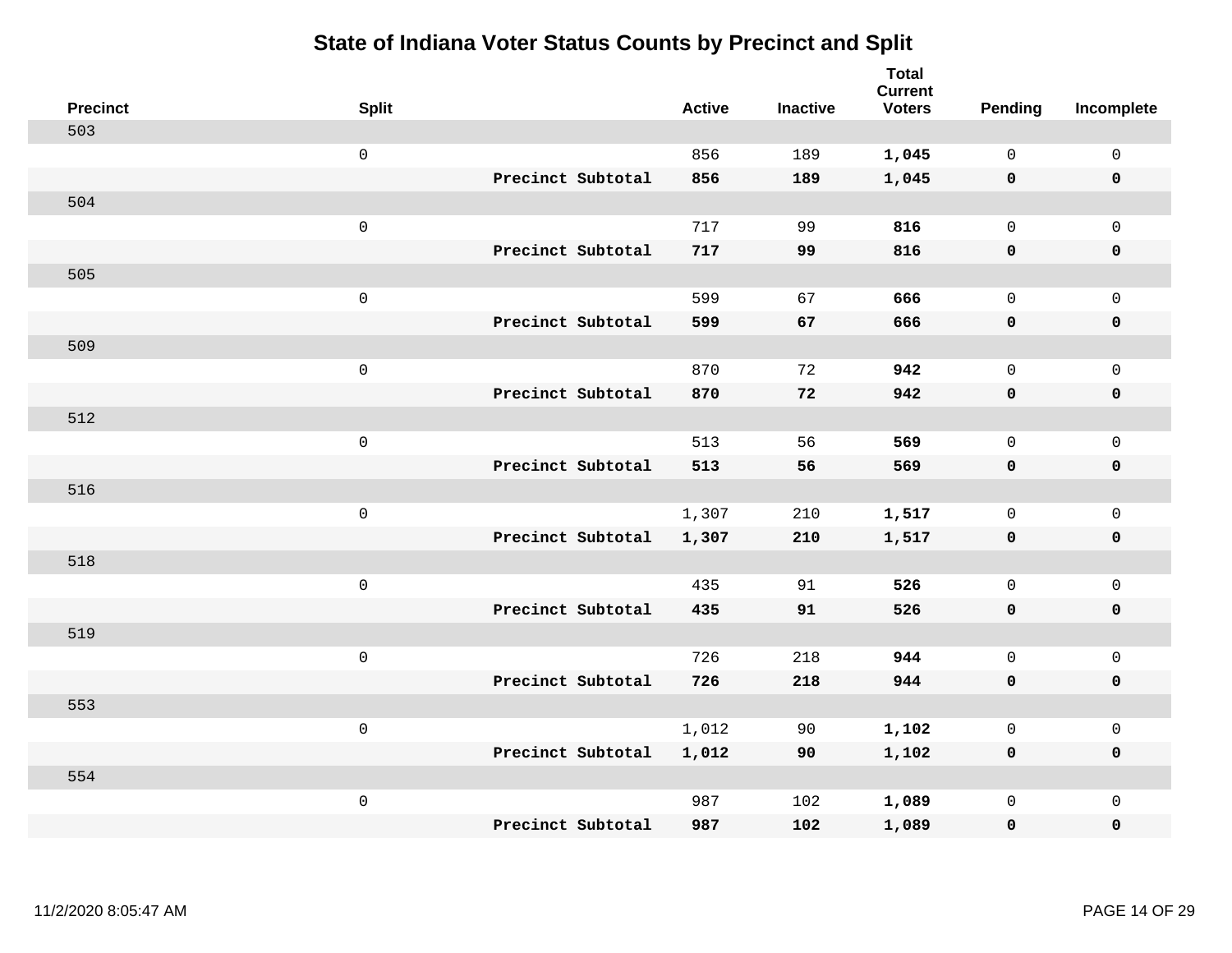# State of Indiana Voter Status Counts by Precinct and Split

| Precinct | Split | | Active | Inactive | Total Current Voters | Pending | Incomplete |
|---|---|---|---|---|---|---|---|
| 503 | | | | | | | |
| | 0 | | 856 | 189 | **1,045** | 0 | 0 |
| | | **Precinct Subtotal** | **856** | **189** | **1,045** | **0** | **0** |
| 504 | | | | | | | |
| | 0 | | 717 | 99 | **816** | 0 | 0 |
| | | **Precinct Subtotal** | **717** | **99** | **816** | **0** | **0** |
| 505 | | | | | | | |
| | 0 | | 599 | 67 | **666** | 0 | 0 |
| | | **Precinct Subtotal** | **599** | **67** | **666** | **0** | **0** |
| 509 | | | | | | | |
| | 0 | | 870 | 72 | **942** | 0 | 0 |
| | | **Precinct Subtotal** | **870** | **72** | **942** | **0** | **0** |
| 512 | | | | | | | |
| | 0 | | 513 | 56 | **569** | 0 | 0 |
| | | **Precinct Subtotal** | **513** | **56** | **569** | **0** | **0** |
| 516 | | | | | | | |
| | 0 | | 1,307 | 210 | **1,517** | 0 | 0 |
| | | **Precinct Subtotal** | **1,307** | **210** | **1,517** | **0** | **0** |
| 518 | | | | | | | |
| | 0 | | 435 | 91 | **526** | 0 | 0 |
| | | **Precinct Subtotal** | **435** | **91** | **526** | **0** | **0** |
| 519 | | | | | | | |
| | 0 | | 726 | 218 | **944** | 0 | 0 |
| | | **Precinct Subtotal** | **726** | **218** | **944** | **0** | **0** |
| 553 | | | | | | | |
| | 0 | | 1,012 | 90 | **1,102** | 0 | 0 |
| | | **Precinct Subtotal** | **1,012** | **90** | **1,102** | **0** | **0** |
| 554 | | | | | | | |
| | 0 | | 987 | 102 | **1,089** | 0 | 0 |
| | | **Precinct Subtotal** | **987** | **102** | **1,089** | **0** | **0** |

11/2/2020 8:05:47 AM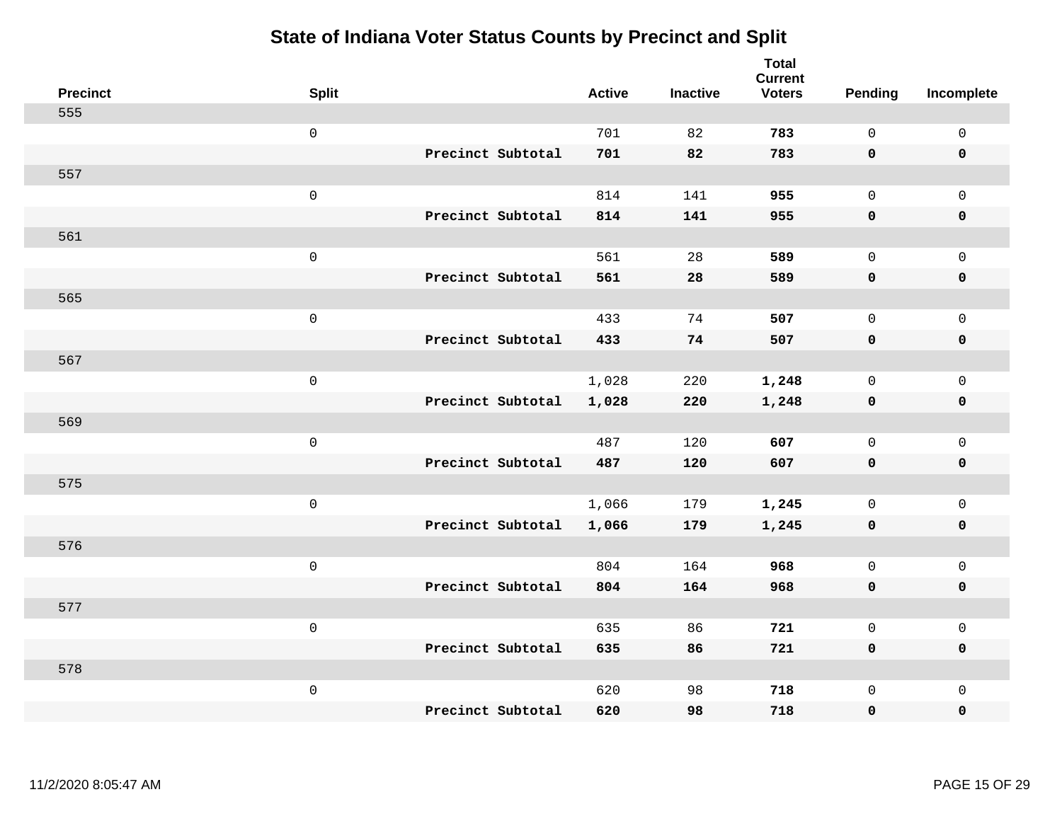# State of Indiana Voter Status Counts by Precinct and Split

| Precinct | Split | | Active | Inactive | Total Current Voters | Pending | Incomplete |
|---|---|---|---|---|---|---|---|
| 555 | | | | | | | |
| | 0 | | 701 | 82 | **783** | 0 | 0 |
| | | **Precinct Subtotal** | **701** | **82** | **783** | **0** | **0** |
| 557 | | | | | | | |
| | 0 | | 814 | 141 | **955** | 0 | 0 |
| | | **Precinct Subtotal** | **814** | **141** | **955** | **0** | **0** |
| 561 | | | | | | | |
| | 0 | | 561 | 28 | **589** | 0 | 0 |
| | | **Precinct Subtotal** | **561** | **28** | **589** | **0** | **0** |
| 565 | | | | | | | |
| | 0 | | 433 | 74 | **507** | 0 | 0 |
| | | **Precinct Subtotal** | **433** | **74** | **507** | **0** | **0** |
| 567 | | | | | | | |
| | 0 | | 1,028 | 220 | **1,248** | 0 | 0 |
| | | **Precinct Subtotal** | **1,028** | **220** | **1,248** | **0** | **0** |
| 569 | | | | | | | |
| | 0 | | 487 | 120 | **607** | 0 | 0 |
| | | **Precinct Subtotal** | **487** | **120** | **607** | **0** | **0** |
| 575 | | | | | | | |
| | 0 | | 1,066 | 179 | **1,245** | 0 | 0 |
| | | **Precinct Subtotal** | **1,066** | **179** | **1,245** | **0** | **0** |
| 576 | | | | | | | |
| | 0 | | 804 | 164 | **968** | 0 | 0 |
| | | **Precinct Subtotal** | **804** | **164** | **968** | **0** | **0** |
| 577 | | | | | | | |
| | 0 | | 635 | 86 | **721** | 0 | 0 |
| | | **Precinct Subtotal** | **635** | **86** | **721** | **0** | **0** |
| 578 | | | | | | | |
| | 0 | | 620 | 98 | **718** | 0 | 0 |
| | | **Precinct Subtotal** | **620** | **98** | **718** | **0** | **0** |

11/2/2020 8:05:47 AM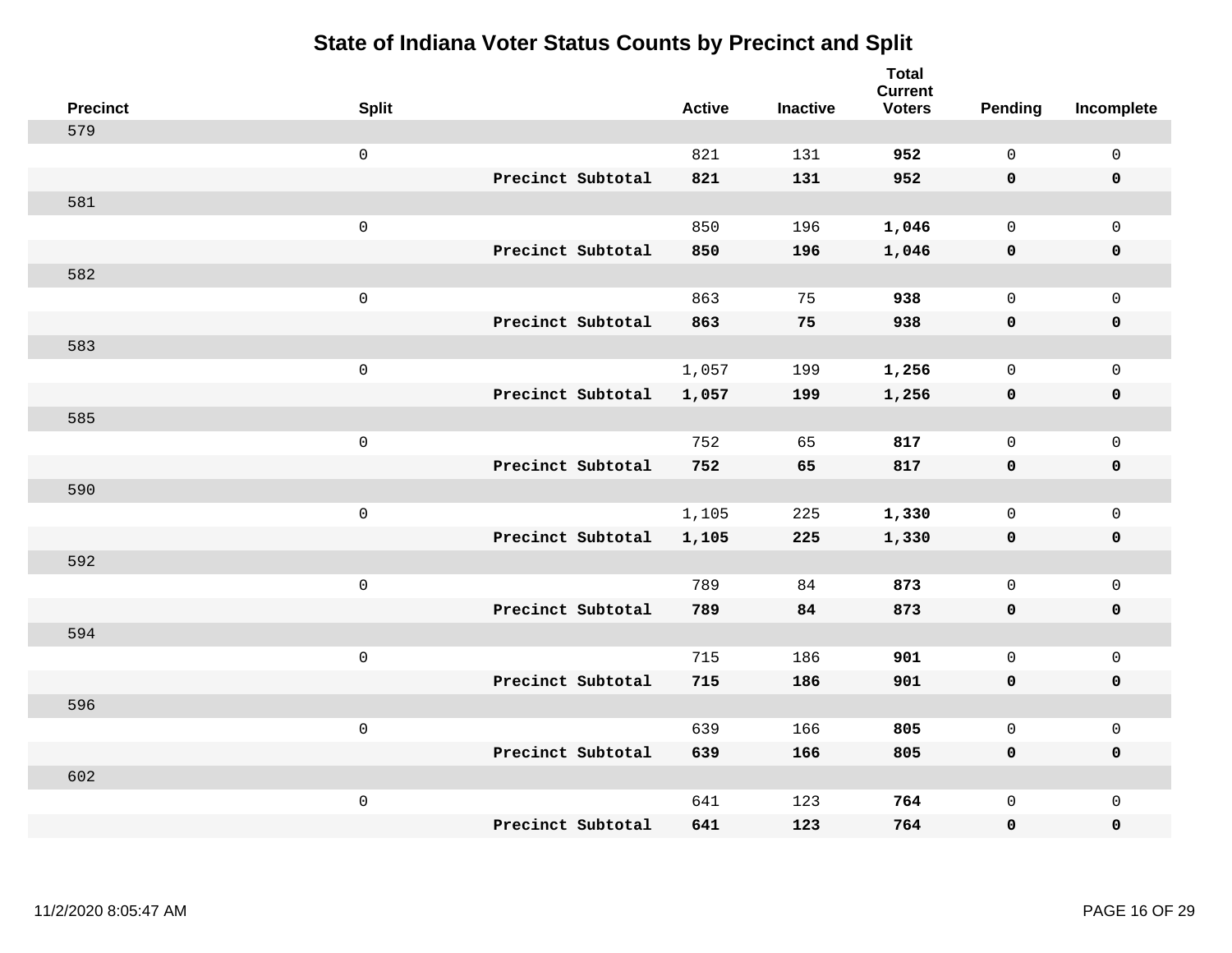# State of Indiana Voter Status Counts by Precinct and Split

| Precinct | Split | | Active | Inactive | Total Current Voters | Pending | Incomplete |
|---|---|---|---|---|---|---|---|
| 579 | | | | | | | |
| | 0 | | 821 | 131 | **952** | 0 | 0 |
| | | **Precinct Subtotal** | **821** | **131** | **952** | **0** | **0** |
| 581 | | | | | | | |
| | 0 | | 850 | 196 | **1,046** | 0 | 0 |
| | | **Precinct Subtotal** | **850** | **196** | **1,046** | **0** | **0** |
| 582 | | | | | | | |
| | 0 | | 863 | 75 | **938** | 0 | 0 |
| | | **Precinct Subtotal** | **863** | **75** | **938** | **0** | **0** |
| 583 | | | | | | | |
| | 0 | | 1,057 | 199 | **1,256** | 0 | 0 |
| | | **Precinct Subtotal** | **1,057** | **199** | **1,256** | **0** | **0** |
| 585 | | | | | | | |
| | 0 | | 752 | 65 | **817** | 0 | 0 |
| | | **Precinct Subtotal** | **752** | **65** | **817** | **0** | **0** |
| 590 | | | | | | | |
| | 0 | | 1,105 | 225 | **1,330** | 0 | 0 |
| | | **Precinct Subtotal** | **1,105** | **225** | **1,330** | **0** | **0** |
| 592 | | | | | | | |
| | 0 | | 789 | 84 | **873** | 0 | 0 |
| | | **Precinct Subtotal** | **789** | **84** | **873** | **0** | **0** |
| 594 | | | | | | | |
| | 0 | | 715 | 186 | **901** | 0 | 0 |
| | | **Precinct Subtotal** | **715** | **186** | **901** | **0** | **0** |
| 596 | | | | | | | |
| | 0 | | 639 | 166 | **805** | 0 | 0 |
| | | **Precinct Subtotal** | **639** | **166** | **805** | **0** | **0** |
| 602 | | | | | | | |
| | 0 | | 641 | 123 | **764** | 0 | 0 |
| | | **Precinct Subtotal** | **641** | **123** | **764** | **0** | **0** |

11/2/2020 8:05:47 AM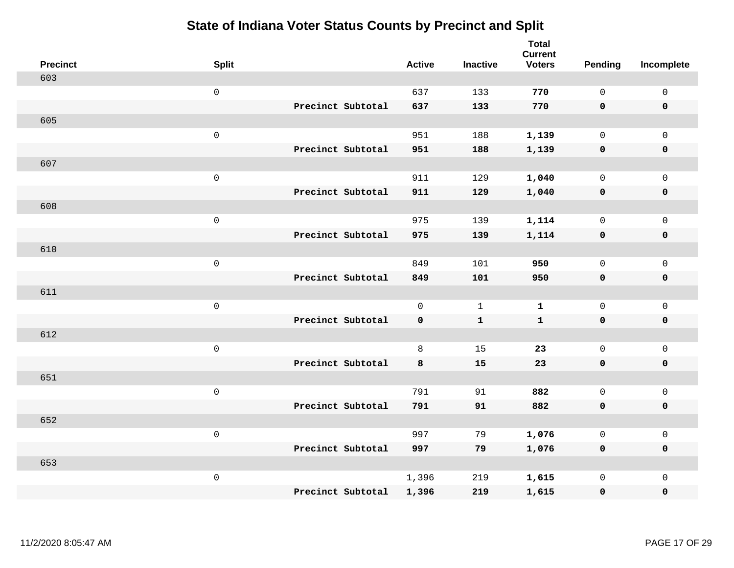# State of Indiana Voter Status Counts by Precinct and Split

| Precinct | Split | | Active | Inactive | Total Current Voters | Pending | Incomplete |
|---|---|---|---|---|---|---|---|
| 603 | | | | | | | |
| | 0 | | 637 | 133 | **770** | 0 | 0 |
| | | **Precinct Subtotal** | **637** | **133** | **770** | **0** | **0** |
| 605 | | | | | | | |
| | 0 | | 951 | 188 | **1,139** | 0 | 0 |
| | | **Precinct Subtotal** | **951** | **188** | **1,139** | **0** | **0** |
| 607 | | | | | | | |
| | 0 | | 911 | 129 | **1,040** | 0 | 0 |
| | | **Precinct Subtotal** | **911** | **129** | **1,040** | **0** | **0** |
| 608 | | | | | | | |
| | 0 | | 975 | 139 | **1,114** | 0 | 0 |
| | | **Precinct Subtotal** | **975** | **139** | **1,114** | **0** | **0** |
| 610 | | | | | | | |
| | 0 | | 849 | 101 | **950** | 0 | 0 |
| | | **Precinct Subtotal** | **849** | **101** | **950** | **0** | **0** |
| 611 | | | | | | | |
| | 0 | | 0 | 1 | **1** | 0 | 0 |
| | | **Precinct Subtotal** | **0** | **1** | **1** | **0** | **0** |
| 612 | | | | | | | |
| | 0 | | 8 | 15 | **23** | 0 | 0 |
| | | **Precinct Subtotal** | **8** | **15** | **23** | **0** | **0** |
| 651 | | | | | | | |
| | 0 | | 791 | 91 | **882** | 0 | 0 |
| | | **Precinct Subtotal** | **791** | **91** | **882** | **0** | **0** |
| 652 | | | | | | | |
| | 0 | | 997 | 79 | **1,076** | 0 | 0 |
| | | **Precinct Subtotal** | **997** | **79** | **1,076** | **0** | **0** |
| 653 | | | | | | | |
| | 0 | | 1,396 | 219 | **1,615** | 0 | 0 |
| | | **Precinct Subtotal** | **1,396** | **219** | **1,615** | **0** | **0** |

11/2/2020 8:05:47 AM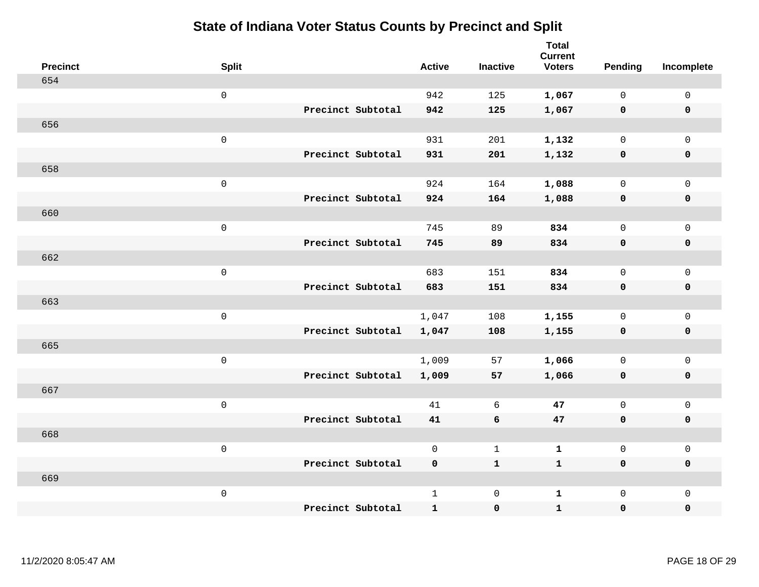# State of Indiana Voter Status Counts by Precinct and Split

| Precinct | Split | | Active | Inactive | Total Current Voters | Pending | Incomplete |
|---|---|---|---|---|---|---|---|
| 654 | | | | | | | |
| | 0 | | 942 | 125 | **1,067** | 0 | 0 |
| | | **Precinct Subtotal** | **942** | **125** | **1,067** | **0** | **0** |
| 656 | | | | | | | |
| | 0 | | 931 | 201 | **1,132** | 0 | 0 |
| | | **Precinct Subtotal** | **931** | **201** | **1,132** | **0** | **0** |
| 658 | | | | | | | |
| | 0 | | 924 | 164 | **1,088** | 0 | 0 |
| | | **Precinct Subtotal** | **924** | **164** | **1,088** | **0** | **0** |
| 660 | | | | | | | |
| | 0 | | 745 | 89 | **834** | 0 | 0 |
| | | **Precinct Subtotal** | **745** | **89** | **834** | **0** | **0** |
| 662 | | | | | | | |
| | 0 | | 683 | 151 | **834** | 0 | 0 |
| | | **Precinct Subtotal** | **683** | **151** | **834** | **0** | **0** |
| 663 | | | | | | | |
| | 0 | | 1,047 | 108 | **1,155** | 0 | 0 |
| | | **Precinct Subtotal** | **1,047** | **108** | **1,155** | **0** | **0** |
| 665 | | | | | | | |
| | 0 | | 1,009 | 57 | **1,066** | 0 | 0 |
| | | **Precinct Subtotal** | **1,009** | **57** | **1,066** | **0** | **0** |
| 667 | | | | | | | |
| | 0 | | 41 | 6 | **47** | 0 | 0 |
| | | **Precinct Subtotal** | **41** | **6** | **47** | **0** | **0** |
| 668 | | | | | | | |
| | 0 | | 0 | 1 | **1** | 0 | 0 |
| | | **Precinct Subtotal** | **0** | **1** | **1** | **0** | **0** |
| 669 | | | | | | | |
| | 0 | | 1 | 0 | **1** | 0 | 0 |
| | | **Precinct Subtotal** | **1** | **0** | **1** | **0** | **0** |

11/2/2020 8:05:47 AM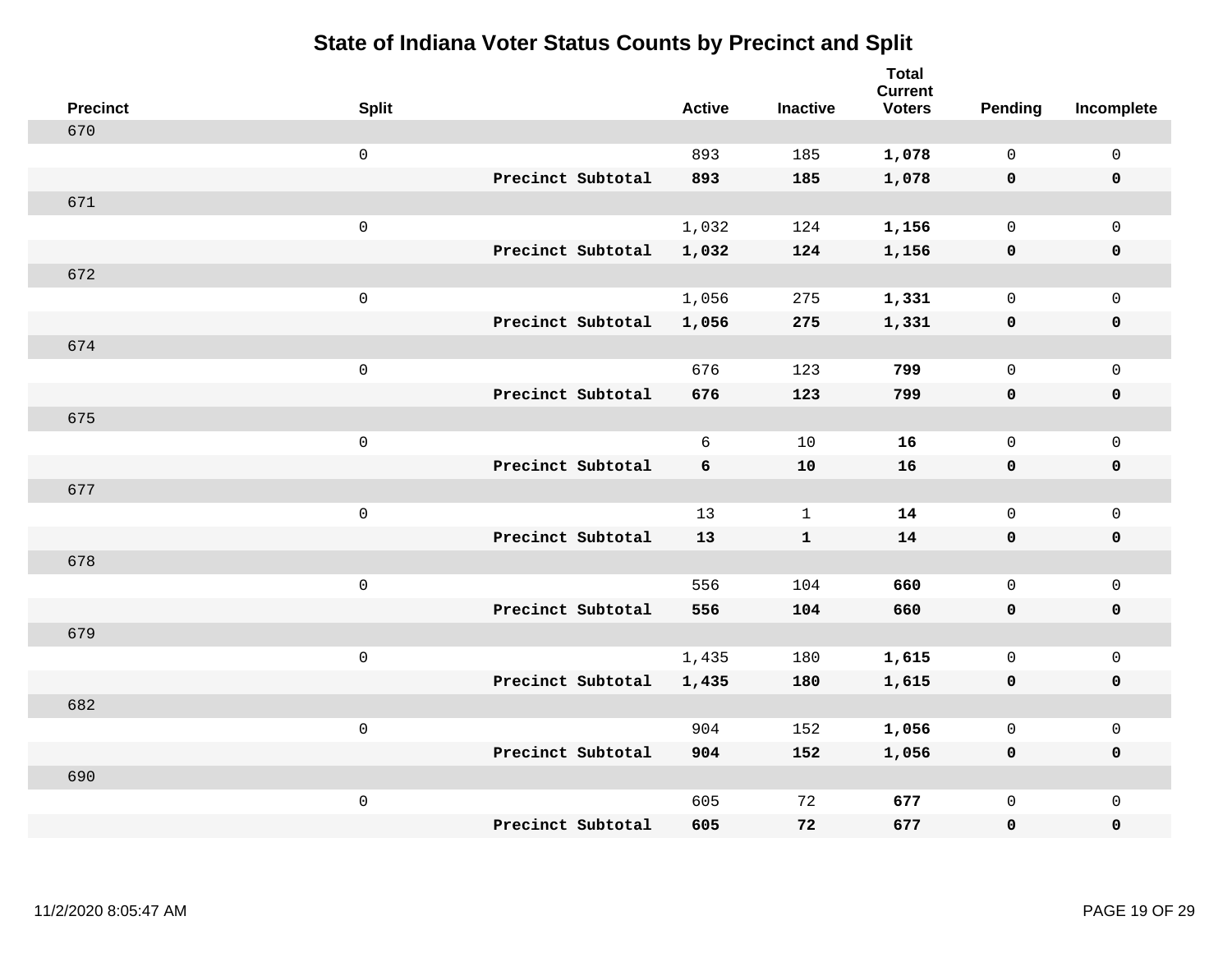# State of Indiana Voter Status Counts by Precinct and Split

| Precinct | Split | | Active | Inactive | Total Current Voters | Pending | Incomplete |
|---|---|---|---|---|---|---|---|
| 670 | | | | | | | |
| | 0 | | 893 | 185 | **1,078** | 0 | 0 |
| | | **Precinct Subtotal** | **893** | **185** | **1,078** | **0** | **0** |
| 671 | | | | | | | |
| | 0 | | 1,032 | 124 | **1,156** | 0 | 0 |
| | | **Precinct Subtotal** | **1,032** | **124** | **1,156** | **0** | **0** |
| 672 | | | | | | | |
| | 0 | | 1,056 | 275 | **1,331** | 0 | 0 |
| | | **Precinct Subtotal** | **1,056** | **275** | **1,331** | **0** | **0** |
| 674 | | | | | | | |
| | 0 | | 676 | 123 | **799** | 0 | 0 |
| | | **Precinct Subtotal** | **676** | **123** | **799** | **0** | **0** |
| 675 | | | | | | | |
| | 0 | | 6 | 10 | **16** | 0 | 0 |
| | | **Precinct Subtotal** | **6** | **10** | **16** | **0** | **0** |
| 677 | | | | | | | |
| | 0 | | 13 | 1 | **14** | 0 | 0 |
| | | **Precinct Subtotal** | **13** | **1** | **14** | **0** | **0** |
| 678 | | | | | | | |
| | 0 | | 556 | 104 | **660** | 0 | 0 |
| | | **Precinct Subtotal** | **556** | **104** | **660** | **0** | **0** |
| 679 | | | | | | | |
| | 0 | | 1,435 | 180 | **1,615** | 0 | 0 |
| | | **Precinct Subtotal** | **1,435** | **180** | **1,615** | **0** | **0** |
| 682 | | | | | | | |
| | 0 | | 904 | 152 | **1,056** | 0 | 0 |
| | | **Precinct Subtotal** | **904** | **152** | **1,056** | **0** | **0** |
| 690 | | | | | | | |
| | 0 | | 605 | 72 | **677** | 0 | 0 |
| | | **Precinct Subtotal** | **605** | **72** | **677** | **0** | **0** |

11/2/2020 8:05:47 AM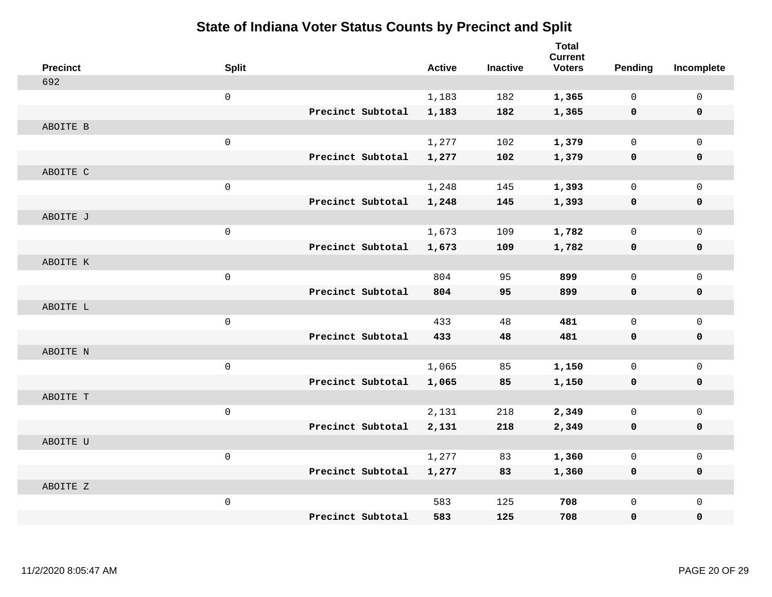# State of Indiana Voter Status Counts by Precinct and Split

| Precinct | Split | | Active | Inactive | Total Current Voters | Pending | Incomplete |
|---|---|---|---|---|---|---|---|
| 692 | | | | | | | |
| | 0 | | 1,183 | 182 | **1,365** | 0 | 0 |
| | | **Precinct Subtotal** | **1,183** | **182** | **1,365** | **0** | **0** |
| ABOITE B | | | | | | | |
| | 0 | | 1,277 | 102 | **1,379** | 0 | 0 |
| | | **Precinct Subtotal** | **1,277** | **102** | **1,379** | **0** | **0** |
| ABOITE C | | | | | | | |
| | 0 | | 1,248 | 145 | **1,393** | 0 | 0 |
| | | **Precinct Subtotal** | **1,248** | **145** | **1,393** | **0** | **0** |
| ABOITE J | | | | | | | |
| | 0 | | 1,673 | 109 | **1,782** | 0 | 0 |
| | | **Precinct Subtotal** | **1,673** | **109** | **1,782** | **0** | **0** |
| ABOITE K | | | | | | | |
| | 0 | | 804 | 95 | **899** | 0 | 0 |
| | | **Precinct Subtotal** | **804** | **95** | **899** | **0** | **0** |
| ABOITE L | | | | | | | |
| | 0 | | 433 | 48 | **481** | 0 | 0 |
| | | **Precinct Subtotal** | **433** | **48** | **481** | **0** | **0** |
| ABOITE N | | | | | | | |
| | 0 | | 1,065 | 85 | **1,150** | 0 | 0 |
| | | **Precinct Subtotal** | **1,065** | **85** | **1,150** | **0** | **0** |
| ABOITE T | | | | | | | |
| | 0 | | 2,131 | 218 | **2,349** | 0 | 0 |
| | | **Precinct Subtotal** | **2,131** | **218** | **2,349** | **0** | **0** |
| ABOITE U | | | | | | | |
| | 0 | | 1,277 | 83 | **1,360** | 0 | 0 |
| | | **Precinct Subtotal** | **1,277** | **83** | **1,360** | **0** | **0** |
| ABOITE Z | | | | | | | |
| | 0 | | 583 | 125 | **708** | 0 | 0 |
| | | **Precinct Subtotal** | **583** | **125** | **708** | **0** | **0** |

11/2/2020 8:05:47 AM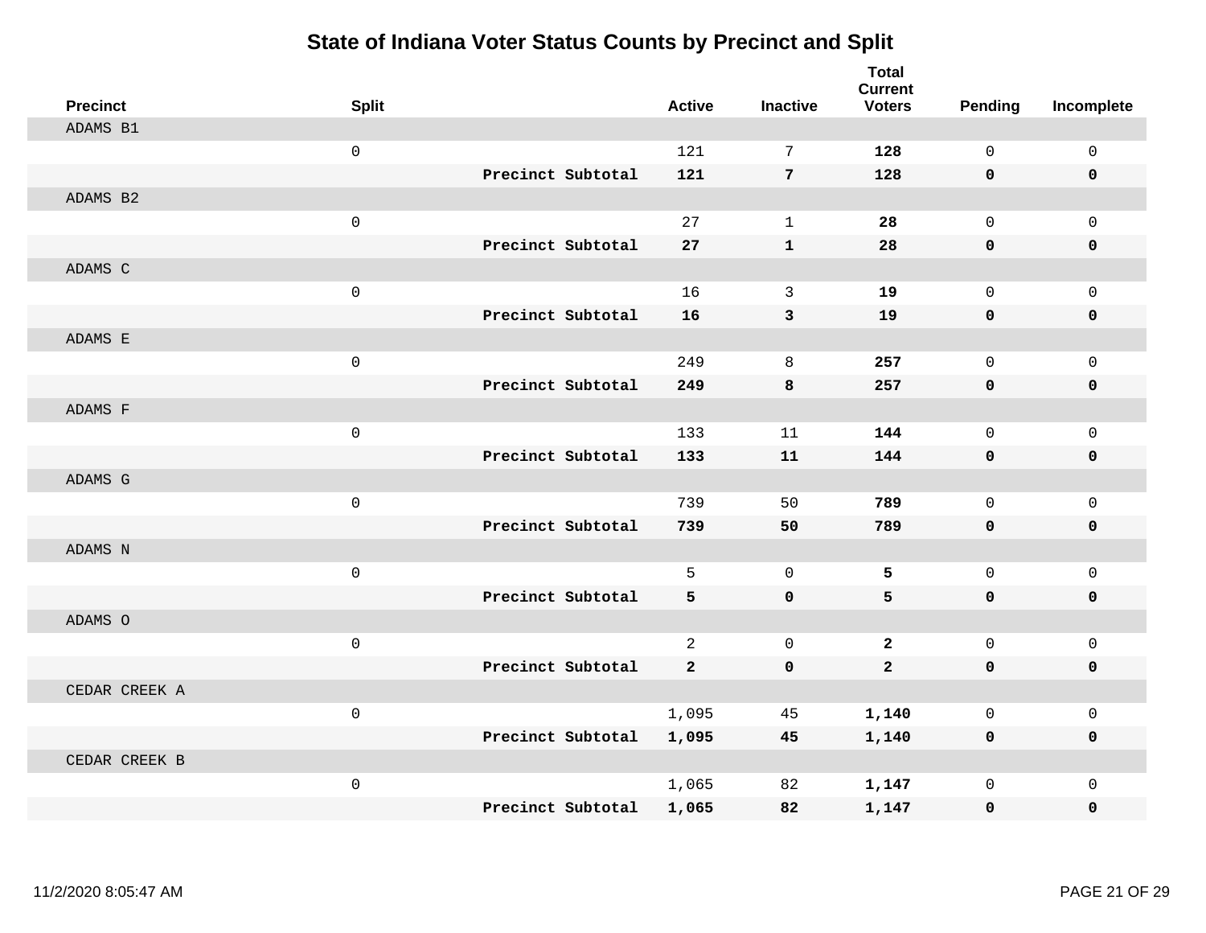# State of Indiana Voter Status Counts by Precinct and Split

| Precinct | Split | | Active | Inactive | Total Current Voters | Pending | Incomplete |
|---|---|---|---|---|---|---|---|
| ADAMS B1 | | | | | | | |
| | 0 | | 121 | 7 | **128** | 0 | 0 |
| | | **Precinct Subtotal** | **121** | **7** | **128** | **0** | **0** |
| ADAMS B2 | | | | | | | |
| | 0 | | 27 | 1 | **28** | 0 | 0 |
| | | **Precinct Subtotal** | **27** | **1** | **28** | **0** | **0** |
| ADAMS C | | | | | | | |
| | 0 | | 16 | 3 | **19** | 0 | 0 |
| | | **Precinct Subtotal** | **16** | **3** | **19** | **0** | **0** |
| ADAMS E | | | | | | | |
| | 0 | | 249 | 8 | **257** | 0 | 0 |
| | | **Precinct Subtotal** | **249** | **8** | **257** | **0** | **0** |
| ADAMS F | | | | | | | |
| | 0 | | 133 | 11 | **144** | 0 | 0 |
| | | **Precinct Subtotal** | **133** | **11** | **144** | **0** | **0** |
| ADAMS G | | | | | | | |
| | 0 | | 739 | 50 | **789** | 0 | 0 |
| | | **Precinct Subtotal** | **739** | **50** | **789** | **0** | **0** |
| ADAMS N | | | | | | | |
| | 0 | | 5 | 0 | **5** | 0 | 0 |
| | | **Precinct Subtotal** | **5** | **0** | **5** | **0** | **0** |
| ADAMS O | | | | | | | |
| | 0 | | 2 | 0 | **2** | 0 | 0 |
| | | **Precinct Subtotal** | **2** | **0** | **2** | **0** | **0** |
| CEDAR CREEK A | | | | | | | |
| | 0 | | 1,095 | 45 | **1,140** | 0 | 0 |
| | | **Precinct Subtotal** | **1,095** | **45** | **1,140** | **0** | **0** |
| CEDAR CREEK B | | | | | | | |
| | 0 | | 1,065 | 82 | **1,147** | 0 | 0 |
| | | **Precinct Subtotal** | **1,065** | **82** | **1,147** | **0** | **0** |

11/2/2020 8:05:47 AM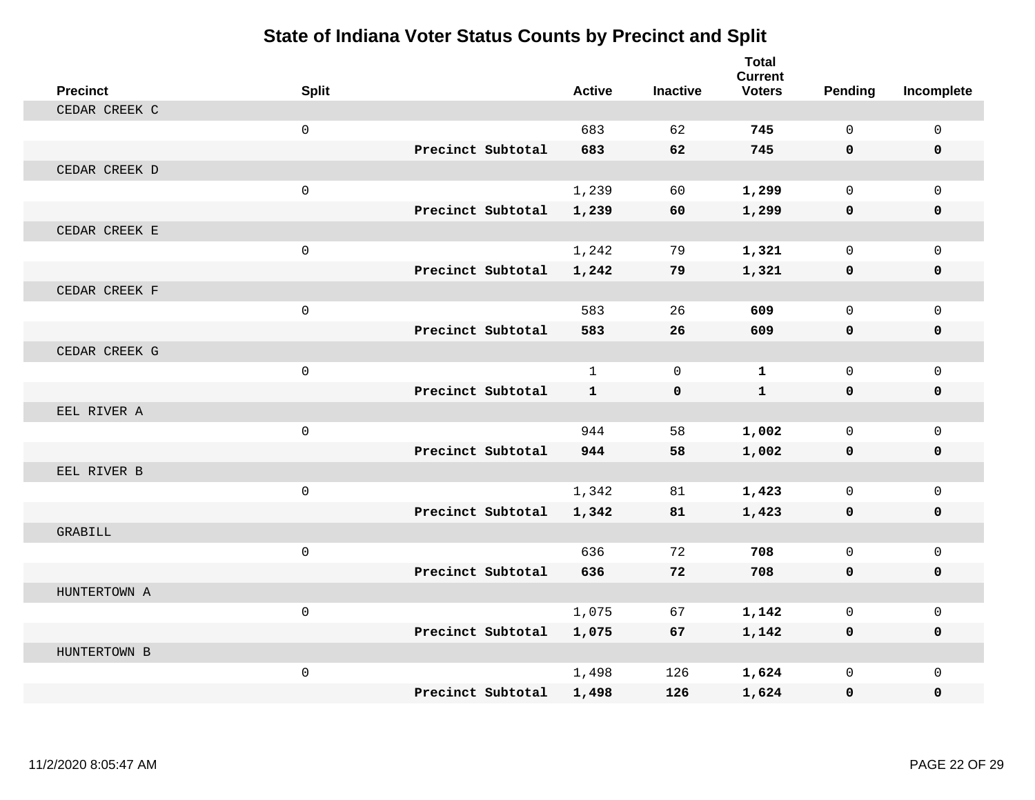# State of Indiana Voter Status Counts by Precinct and Split

| Precinct | Split | | Active | Inactive | Total Current Voters | Pending | Incomplete |
|---|---|---|---|---|---|---|---|
| CEDAR CREEK C | | | | | | | |
| | 0 | | 683 | 62 | **745** | 0 | 0 |
| | | **Precinct Subtotal** | **683** | **62** | **745** | **0** | **0** |
| CEDAR CREEK D | | | | | | | |
| | 0 | | 1,239 | 60 | **1,299** | 0 | 0 |
| | | **Precinct Subtotal** | **1,239** | **60** | **1,299** | **0** | **0** |
| CEDAR CREEK E | | | | | | | |
| | 0 | | 1,242 | 79 | **1,321** | 0 | 0 |
| | | **Precinct Subtotal** | **1,242** | **79** | **1,321** | **0** | **0** |
| CEDAR CREEK F | | | | | | | |
| | 0 | | 583 | 26 | **609** | 0 | 0 |
| | | **Precinct Subtotal** | **583** | **26** | **609** | **0** | **0** |
| CEDAR CREEK G | | | | | | | |
| | 0 | | 1 | 0 | **1** | 0 | 0 |
| | | **Precinct Subtotal** | **1** | **0** | **1** | **0** | **0** |
| EEL RIVER A | | | | | | | |
| | 0 | | 944 | 58 | **1,002** | 0 | 0 |
| | | **Precinct Subtotal** | **944** | **58** | **1,002** | **0** | **0** |
| EEL RIVER B | | | | | | | |
| | 0 | | 1,342 | 81 | **1,423** | 0 | 0 |
| | | **Precinct Subtotal** | **1,342** | **81** | **1,423** | **0** | **0** |
| GRABILL | | | | | | | |
| | 0 | | 636 | 72 | **708** | 0 | 0 |
| | | **Precinct Subtotal** | **636** | **72** | **708** | **0** | **0** |
| HUNTERTOWN A | | | | | | | |
| | 0 | | 1,075 | 67 | **1,142** | 0 | 0 |
| | | **Precinct Subtotal** | **1,075** | **67** | **1,142** | **0** | **0** |
| HUNTERTOWN B | | | | | | | |
| | 0 | | 1,498 | 126 | **1,624** | 0 | 0 |
| | | **Precinct Subtotal** | **1,498** | **126** | **1,624** | **0** | **0** |

11/2/2020 8:05:47 AM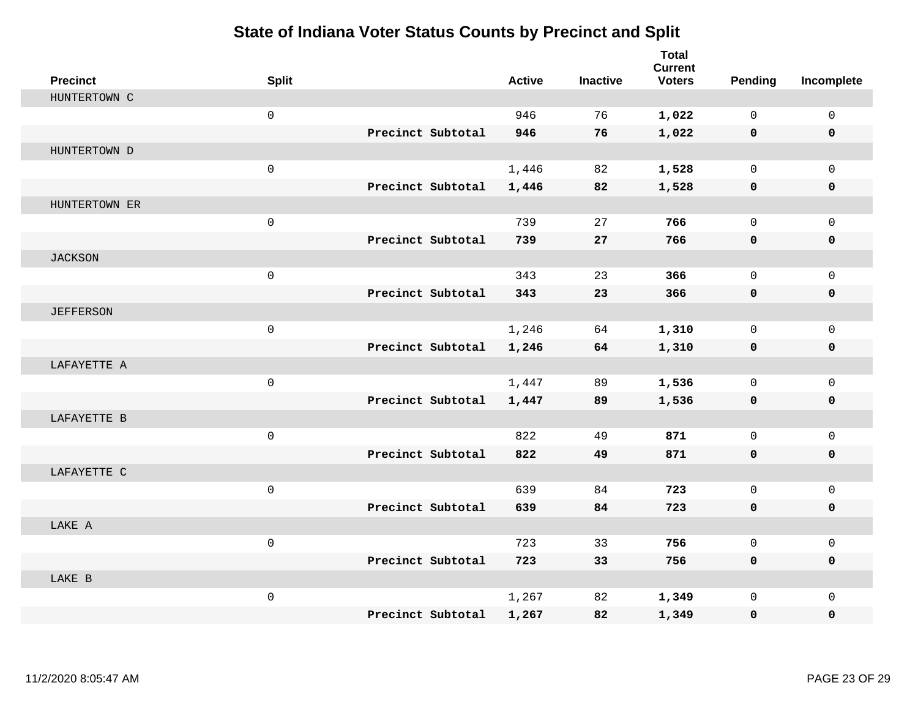# State of Indiana Voter Status Counts by Precinct and Split

| Precinct | Split | | Active | Inactive | Total Current Voters | Pending | Incomplete |
|---|---|---|---|---|---|---|---|
| HUNTERTOWN C | | | | | | | |
| | 0 | | 946 | 76 | **1,022** | 0 | 0 |
| | | **Precinct Subtotal** | **946** | **76** | **1,022** | **0** | **0** |
| HUNTERTOWN D | | | | | | | |
| | 0 | | 1,446 | 82 | **1,528** | 0 | 0 |
| | | **Precinct Subtotal** | **1,446** | **82** | **1,528** | **0** | **0** |
| HUNTERTOWN ER | | | | | | | |
| | 0 | | 739 | 27 | **766** | 0 | 0 |
| | | **Precinct Subtotal** | **739** | **27** | **766** | **0** | **0** |
| JACKSON | | | | | | | |
| | 0 | | 343 | 23 | **366** | 0 | 0 |
| | | **Precinct Subtotal** | **343** | **23** | **366** | **0** | **0** |
| JEFFERSON | | | | | | | |
| | 0 | | 1,246 | 64 | **1,310** | 0 | 0 |
| | | **Precinct Subtotal** | **1,246** | **64** | **1,310** | **0** | **0** |
| LAFAYETTE A | | | | | | | |
| | 0 | | 1,447 | 89 | **1,536** | 0 | 0 |
| | | **Precinct Subtotal** | **1,447** | **89** | **1,536** | **0** | **0** |
| LAFAYETTE B | | | | | | | |
| | 0 | | 822 | 49 | **871** | 0 | 0 |
| | | **Precinct Subtotal** | **822** | **49** | **871** | **0** | **0** |
| LAFAYETTE C | | | | | | | |
| | 0 | | 639 | 84 | **723** | 0 | 0 |
| | | **Precinct Subtotal** | **639** | **84** | **723** | **0** | **0** |
| LAKE A | | | | | | | |
| | 0 | | 723 | 33 | **756** | 0 | 0 |
| | | **Precinct Subtotal** | **723** | **33** | **756** | **0** | **0** |
| LAKE B | | | | | | | |
| | 0 | | 1,267 | 82 | **1,349** | 0 | 0 |
| | | **Precinct Subtotal** | **1,267** | **82** | **1,349** | **0** | **0** |

11/2/2020 8:05:47 AM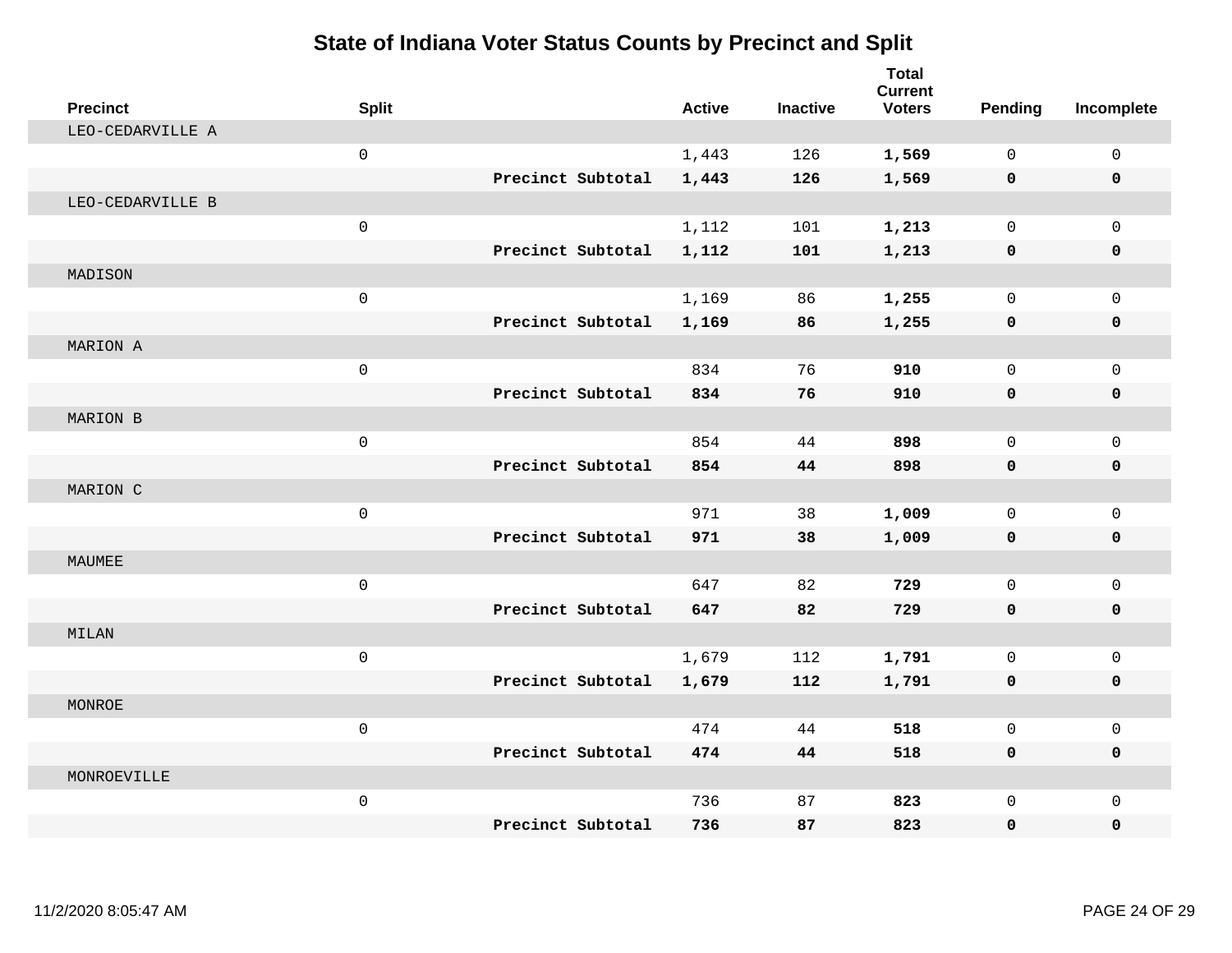# State of Indiana Voter Status Counts by Precinct and Split

| Precinct | Split | | Active | Inactive | Total Current Voters | Pending | Incomplete |
|---|---|---|---|---|---|---|---|
| LEO-CEDARVILLE A | | | | | | | |
| | 0 | | 1,443 | 126 | **1,569** | 0 | 0 |
| | | **Precinct Subtotal** | **1,443** | **126** | **1,569** | **0** | **0** |
| LEO-CEDARVILLE B | | | | | | | |
| | 0 | | 1,112 | 101 | **1,213** | 0 | 0 |
| | | **Precinct Subtotal** | **1,112** | **101** | **1,213** | **0** | **0** |
| MADISON | | | | | | | |
| | 0 | | 1,169 | 86 | **1,255** | 0 | 0 |
| | | **Precinct Subtotal** | **1,169** | **86** | **1,255** | **0** | **0** |
| MARION A | | | | | | | |
| | 0 | | 834 | 76 | **910** | 0 | 0 |
| | | **Precinct Subtotal** | **834** | **76** | **910** | **0** | **0** |
| MARION B | | | | | | | |
| | 0 | | 854 | 44 | **898** | 0 | 0 |
| | | **Precinct Subtotal** | **854** | **44** | **898** | **0** | **0** |
| MARION C | | | | | | | |
| | 0 | | 971 | 38 | **1,009** | 0 | 0 |
| | | **Precinct Subtotal** | **971** | **38** | **1,009** | **0** | **0** |
| MAUMEE | | | | | | | |
| | 0 | | 647 | 82 | **729** | 0 | 0 |
| | | **Precinct Subtotal** | **647** | **82** | **729** | **0** | **0** |
| MILAN | | | | | | | |
| | 0 | | 1,679 | 112 | **1,791** | 0 | 0 |
| | | **Precinct Subtotal** | **1,679** | **112** | **1,791** | **0** | **0** |
| MONROE | | | | | | | |
| | 0 | | 474 | 44 | **518** | 0 | 0 |
| | | **Precinct Subtotal** | **474** | **44** | **518** | **0** | **0** |
| MONROEVILLE | | | | | | | |
| | 0 | | 736 | 87 | **823** | 0 | 0 |
| | | **Precinct Subtotal** | **736** | **87** | **823** | **0** | **0** |

11/2/2020 8:05:47 AM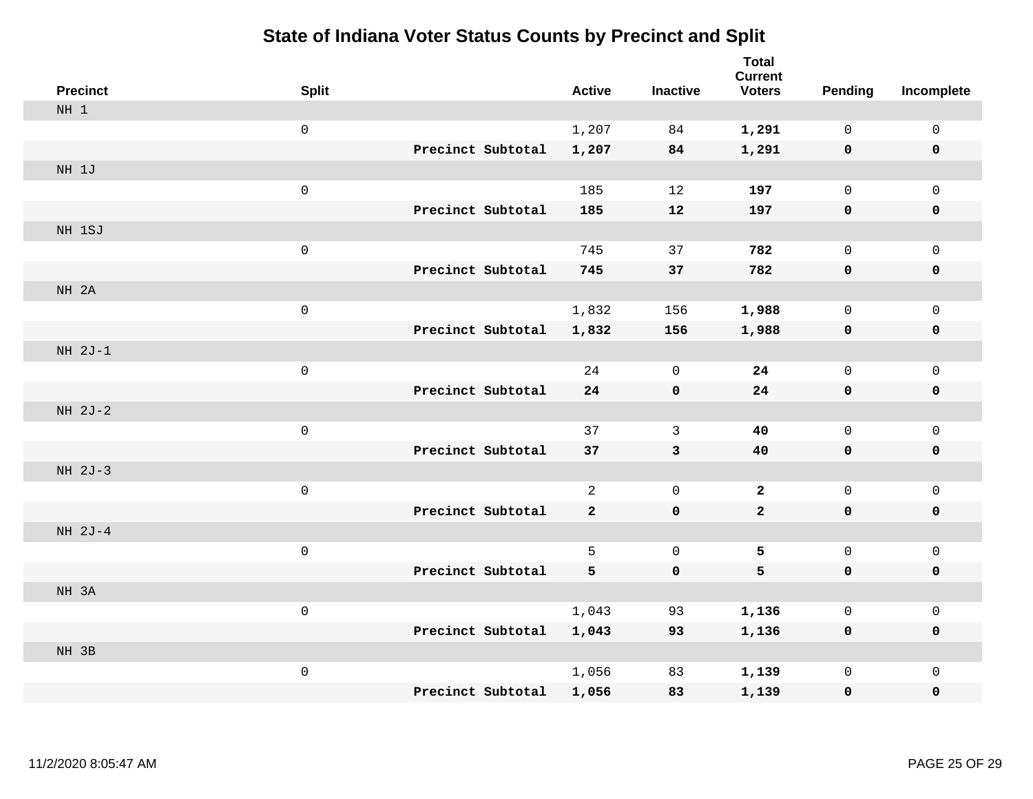# State of Indiana Voter Status Counts by Precinct and Split

| Precinct | Split | | Active | Inactive | Total Current Voters | Pending | Incomplete |
|---|---|---|---|---|---|---|---|
| NH 1 | | | | | | | |
| | 0 | | 1,207 | 84 | **1,291** | 0 | 0 |
| | | **Precinct Subtotal** | **1,207** | **84** | **1,291** | **0** | **0** |
| NH 1J | | | | | | | |
| | 0 | | 185 | 12 | **197** | 0 | 0 |
| | | **Precinct Subtotal** | **185** | **12** | **197** | **0** | **0** |
| NH 1SJ | | | | | | | |
| | 0 | | 745 | 37 | **782** | 0 | 0 |
| | | **Precinct Subtotal** | **745** | **37** | **782** | **0** | **0** |
| NH 2A | | | | | | | |
| | 0 | | 1,832 | 156 | **1,988** | 0 | 0 |
| | | **Precinct Subtotal** | **1,832** | **156** | **1,988** | **0** | **0** |
| NH 2J-1 | | | | | | | |
| | 0 | | 24 | 0 | **24** | 0 | 0 |
| | | **Precinct Subtotal** | **24** | **0** | **24** | **0** | **0** |
| NH 2J-2 | | | | | | | |
| | 0 | | 37 | 3 | **40** | 0 | 0 |
| | | **Precinct Subtotal** | **37** | **3** | **40** | **0** | **0** |
| NH 2J-3 | | | | | | | |
| | 0 | | 2 | 0 | **2** | 0 | 0 |
| | | **Precinct Subtotal** | **2** | **0** | **2** | **0** | **0** |
| NH 2J-4 | | | | | | | |
| | 0 | | 5 | 0 | **5** | 0 | 0 |
| | | **Precinct Subtotal** | **5** | **0** | **5** | **0** | **0** |
| NH 3A | | | | | | | |
| | 0 | | 1,043 | 93 | **1,136** | 0 | 0 |
| | | **Precinct Subtotal** | **1,043** | **93** | **1,136** | **0** | **0** |
| NH 3B | | | | | | | |
| | 0 | | 1,056 | 83 | **1,139** | 0 | 0 |
| | | **Precinct Subtotal** | **1,056** | **83** | **1,139** | **0** | **0** |

11/2/2020 8:05:47 AM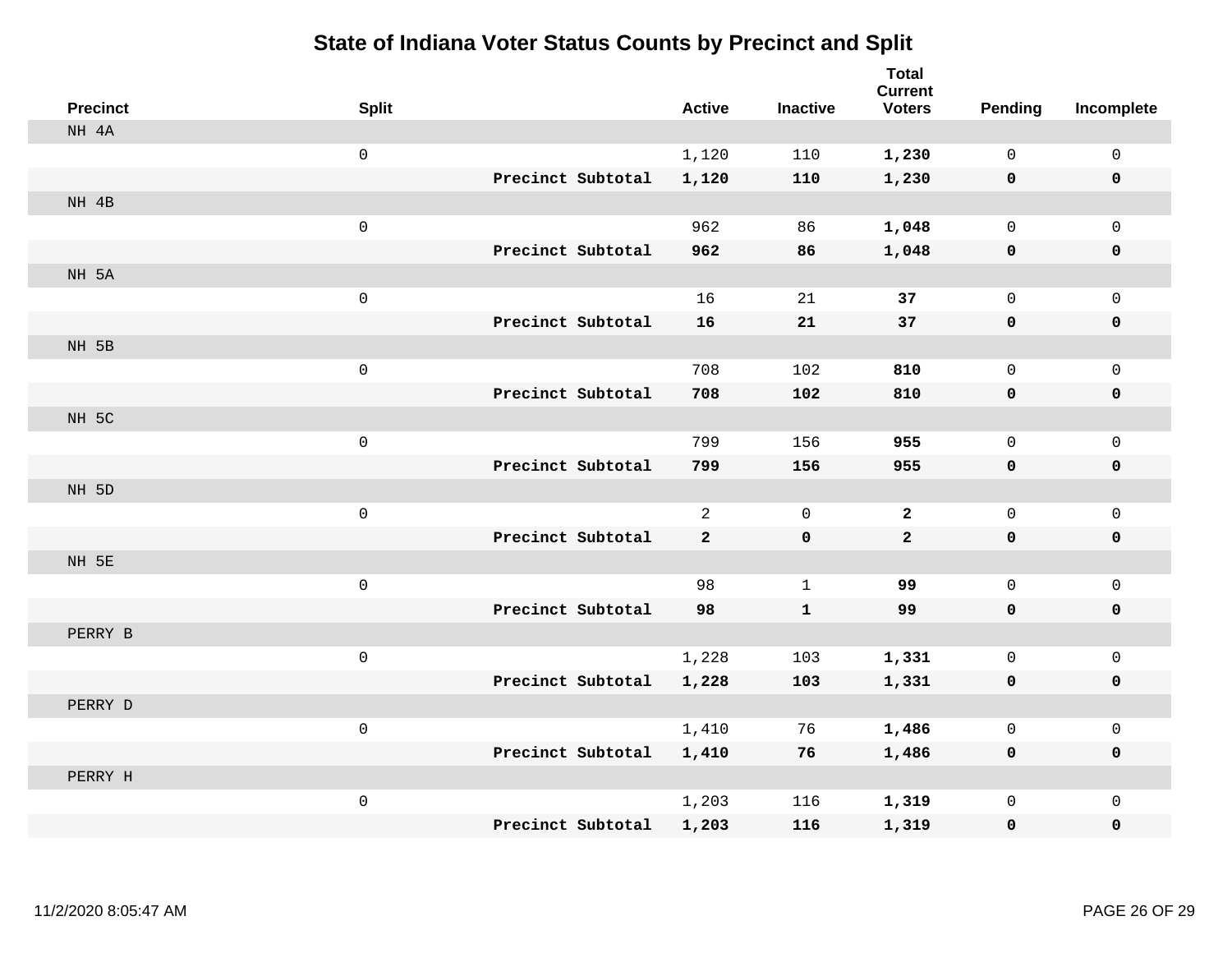# State of Indiana Voter Status Counts by Precinct and Split

| Precinct | Split | | Active | Inactive | Total Current Voters | Pending | Incomplete |
|---|---|---|---|---|---|---|---|
| NH 4A | | | | | | | |
| | 0 | | 1,120 | 110 | **1,230** | 0 | 0 |
| | | **Precinct Subtotal** | **1,120** | **110** | **1,230** | **0** | **0** |
| NH 4B | | | | | | | |
| | 0 | | 962 | 86 | **1,048** | 0 | 0 |
| | | **Precinct Subtotal** | **962** | **86** | **1,048** | **0** | **0** |
| NH 5A | | | | | | | |
| | 0 | | 16 | 21 | **37** | 0 | 0 |
| | | **Precinct Subtotal** | **16** | **21** | **37** | **0** | **0** |
| NH 5B | | | | | | | |
| | 0 | | 708 | 102 | **810** | 0 | 0 |
| | | **Precinct Subtotal** | **708** | **102** | **810** | **0** | **0** |
| NH 5C | | | | | | | |
| | 0 | | 799 | 156 | **955** | 0 | 0 |
| | | **Precinct Subtotal** | **799** | **156** | **955** | **0** | **0** |
| NH 5D | | | | | | | |
| | 0 | | 2 | 0 | **2** | 0 | 0 |
| | | **Precinct Subtotal** | **2** | **0** | **2** | **0** | **0** |
| NH 5E | | | | | | | |
| | 0 | | 98 | 1 | **99** | 0 | 0 |
| | | **Precinct Subtotal** | **98** | **1** | **99** | **0** | **0** |
| PERRY B | | | | | | | |
| | 0 | | 1,228 | 103 | **1,331** | 0 | 0 |
| | | **Precinct Subtotal** | **1,228** | **103** | **1,331** | **0** | **0** |
| PERRY D | | | | | | | |
| | 0 | | 1,410 | 76 | **1,486** | 0 | 0 |
| | | **Precinct Subtotal** | **1,410** | **76** | **1,486** | **0** | **0** |
| PERRY H | | | | | | | |
| | 0 | | 1,203 | 116 | **1,319** | 0 | 0 |
| | | **Precinct Subtotal** | **1,203** | **116** | **1,319** | **0** | **0** |

11/2/2020 8:05:47 AM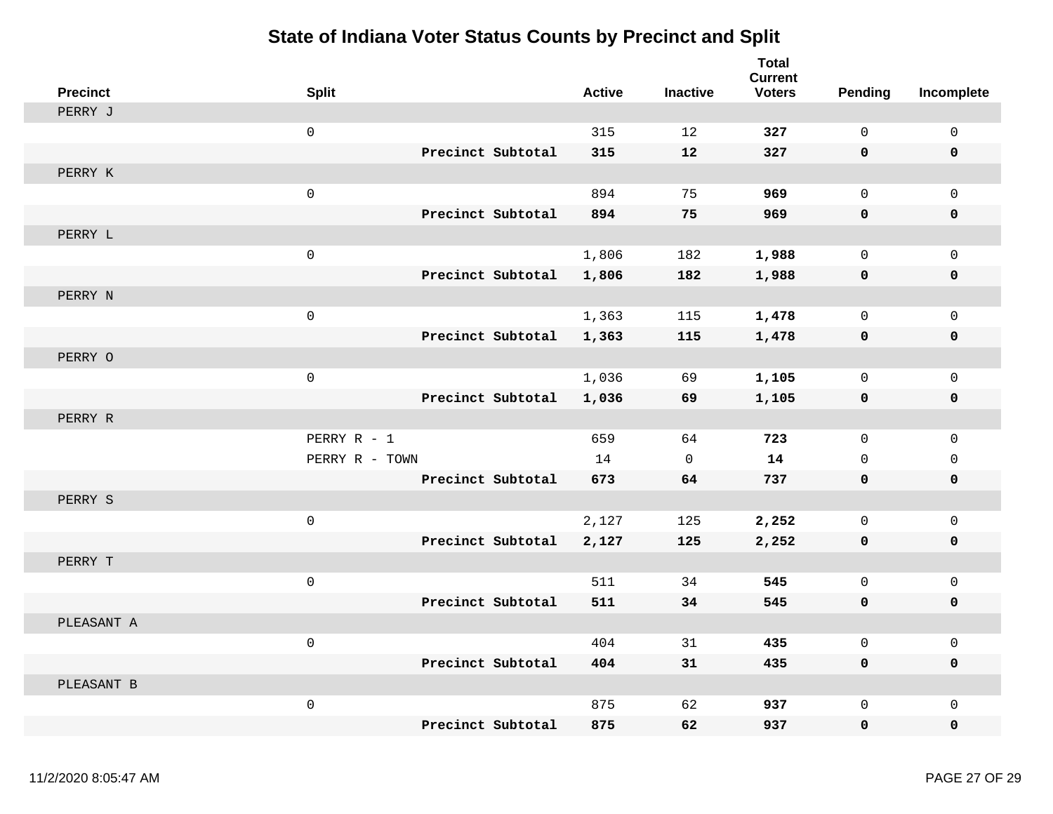# State of Indiana Voter Status Counts by Precinct and Split

| Precinct | Split | | Active | Inactive | Total Current Voters | Pending | Incomplete |
|---|---|---|---|---|---|---|---|
| PERRY J | | | | | | | |
| | 0 | | 315 | 12 | **327** | 0 | 0 |
| | | **Precinct Subtotal** | **315** | **12** | **327** | **0** | **0** |
| PERRY K | | | | | | | |
| | 0 | | 894 | 75 | **969** | 0 | 0 |
| | | **Precinct Subtotal** | **894** | **75** | **969** | **0** | **0** |
| PERRY L | | | | | | | |
| | 0 | | 1,806 | 182 | **1,988** | 0 | 0 |
| | | **Precinct Subtotal** | **1,806** | **182** | **1,988** | **0** | **0** |
| PERRY N | | | | | | | |
| | 0 | | 1,363 | 115 | **1,478** | 0 | 0 |
| | | **Precinct Subtotal** | **1,363** | **115** | **1,478** | **0** | **0** |
| PERRY O | | | | | | | |
| | 0 | | 1,036 | 69 | **1,105** | 0 | 0 |
| | | **Precinct Subtotal** | **1,036** | **69** | **1,105** | **0** | **0** |
| PERRY R | | | | | | | |
| | PERRY R - 1 | | 659 | 64 | **723** | 0 | 0 |
| | PERRY R - TOWN | | 14 | 0 | **14** | 0 | 0 |
| | | **Precinct Subtotal** | **673** | **64** | **737** | **0** | **0** |
| PERRY S | | | | | | | |
| | 0 | | 2,127 | 125 | **2,252** | 0 | 0 |
| | | **Precinct Subtotal** | **2,127** | **125** | **2,252** | **0** | **0** |
| PERRY T | | | | | | | |
| | 0 | | 511 | 34 | **545** | 0 | 0 |
| | | **Precinct Subtotal** | **511** | **34** | **545** | **0** | **0** |
| PLEASANT A | | | | | | | |
| | 0 | | 404 | 31 | **435** | 0 | 0 |
| | | **Precinct Subtotal** | **404** | **31** | **435** | **0** | **0** |
| PLEASANT B | | | | | | | |
| | 0 | | 875 | 62 | **937** | 0 | 0 |
| | | **Precinct Subtotal** | **875** | **62** | **937** | **0** | **0** |

11/2/2020 8:05:47 AM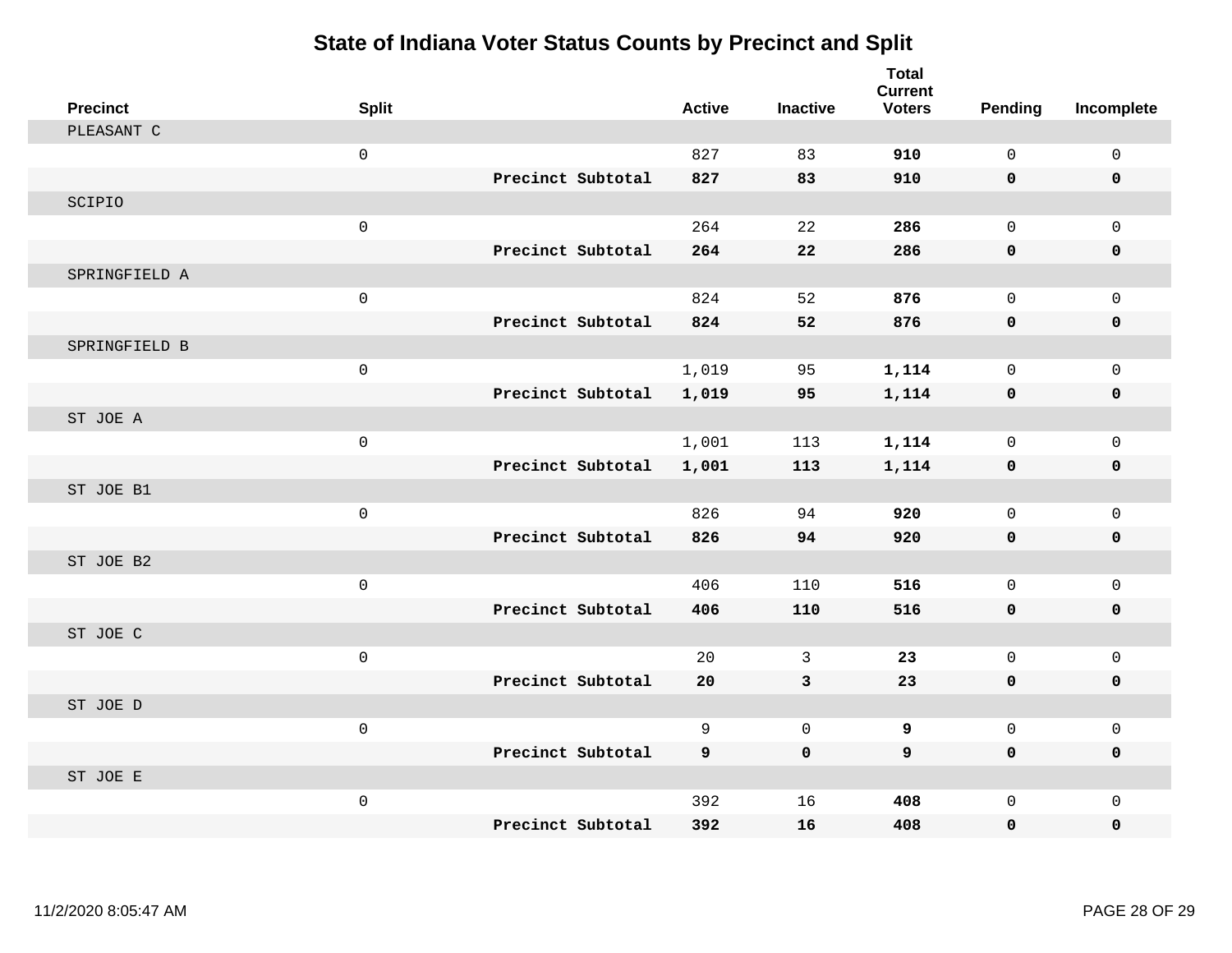# State of Indiana Voter Status Counts by Precinct and Split

| Precinct | Split | | Active | Inactive | Total Current Voters | Pending | Incomplete |
|---|---|---|---|---|---|---|---|
| PLEASANT C | | | | | | | |
| | 0 | | 827 | 83 | **910** | 0 | 0 |
| | | **Precinct Subtotal** | **827** | **83** | **910** | **0** | **0** |
| SCIPIO | | | | | | | |
| | 0 | | 264 | 22 | **286** | 0 | 0 |
| | | **Precinct Subtotal** | **264** | **22** | **286** | **0** | **0** |
| SPRINGFIELD A | | | | | | | |
| | 0 | | 824 | 52 | **876** | 0 | 0 |
| | | **Precinct Subtotal** | **824** | **52** | **876** | **0** | **0** |
| SPRINGFIELD B | | | | | | | |
| | 0 | | 1,019 | 95 | **1,114** | 0 | 0 |
| | | **Precinct Subtotal** | **1,019** | **95** | **1,114** | **0** | **0** |
| ST JOE A | | | | | | | |
| | 0 | | 1,001 | 113 | **1,114** | 0 | 0 |
| | | **Precinct Subtotal** | **1,001** | **113** | **1,114** | **0** | **0** |
| ST JOE B1 | | | | | | | |
| | 0 | | 826 | 94 | **920** | 0 | 0 |
| | | **Precinct Subtotal** | **826** | **94** | **920** | **0** | **0** |
| ST JOE B2 | | | | | | | |
| | 0 | | 406 | 110 | **516** | 0 | 0 |
| | | **Precinct Subtotal** | **406** | **110** | **516** | **0** | **0** |
| ST JOE C | | | | | | | |
| | 0 | | 20 | 3 | **23** | 0 | 0 |
| | | **Precinct Subtotal** | **20** | **3** | **23** | **0** | **0** |
| ST JOE D | | | | | | | |
| | 0 | | 9 | 0 | **9** | 0 | 0 |
| | | **Precinct Subtotal** | **9** | **0** | **9** | **0** | **0** |
| ST JOE E | | | | | | | |
| | 0 | | 392 | 16 | **408** | 0 | 0 |
| | | **Precinct Subtotal** | **392** | **16** | **408** | **0** | **0** |

11/2/2020 8:05:47 AM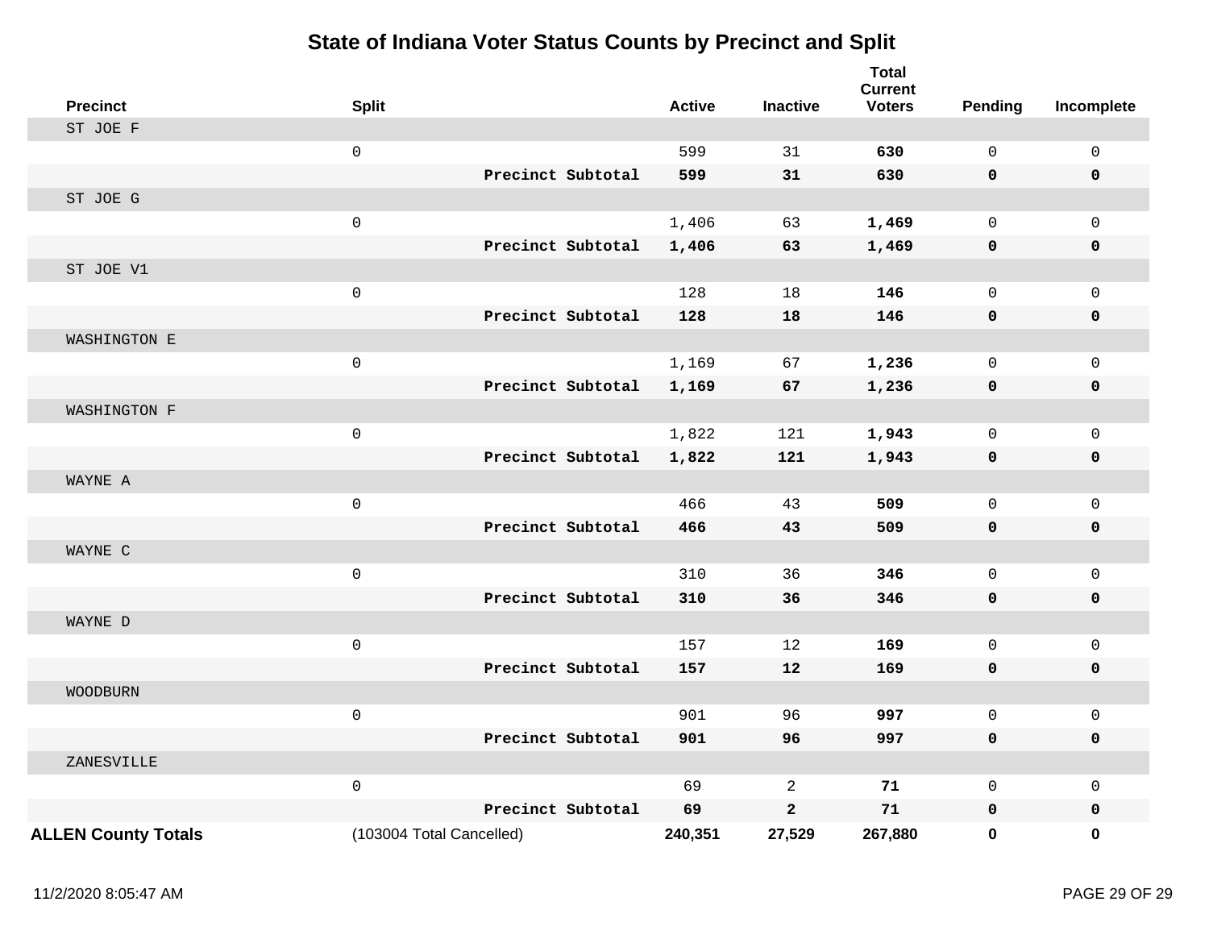# State of Indiana Voter Status Counts by Precinct and Split

| Precinct | Split | | Active | Inactive | Total Current Voters | Pending | Incomplete |
|---|---|---|---|---|---|---|---|
| ST JOE F | | | | | | | |
| | 0 | | 599 | 31 | **630** | 0 | 0 |
| | | **Precinct Subtotal** | **599** | **31** | **630** | **0** | **0** |
| ST JOE G | | | | | | | |
| | 0 | | 1,406 | 63 | **1,469** | 0 | 0 |
| | | **Precinct Subtotal** | **1,406** | **63** | **1,469** | **0** | **0** |
| ST JOE V1 | | | | | | | |
| | 0 | | 128 | 18 | **146** | 0 | 0 |
| | | **Precinct Subtotal** | **128** | **18** | **146** | **0** | **0** |
| WASHINGTON E | | | | | | | |
| | 0 | | 1,169 | 67 | **1,236** | 0 | 0 |
| | | **Precinct Subtotal** | **1,169** | **67** | **1,236** | **0** | **0** |
| WASHINGTON F | | | | | | | |
| | 0 | | 1,822 | 121 | **1,943** | 0 | 0 |
| | | **Precinct Subtotal** | **1,822** | **121** | **1,943** | **0** | **0** |
| WAYNE A | | | | | | | |
| | 0 | | 466 | 43 | **509** | 0 | 0 |
| | | **Precinct Subtotal** | **466** | **43** | **509** | **0** | **0** |
| WAYNE C | | | | | | | |
| | 0 | | 310 | 36 | **346** | 0 | 0 |
| | | **Precinct Subtotal** | **310** | **36** | **346** | **0** | **0** |
| WAYNE D | | | | | | | |
| | 0 | | 157 | 12 | **169** | 0 | 0 |
| | | **Precinct Subtotal** | **157** | **12** | **169** | **0** | **0** |
| WOODBURN | | | | | | | |
| | 0 | | 901 | 96 | **997** | 0 | 0 |
| | | **Precinct Subtotal** | **901** | **96** | **997** | **0** | **0** |
| ZANESVILLE | | | | | | | |
| | 0 | | 69 | 2 | **71** | 0 | 0 |
| | | **Precinct Subtotal** | **69** | **2** | **71** | **0** | **0** |
| **ALLEN County Totals** | (103004 Total Cancelled) | | **240,351** | **27,529** | **267,880** | **0** | **0** |

11/2/2020 8:05:47 AM